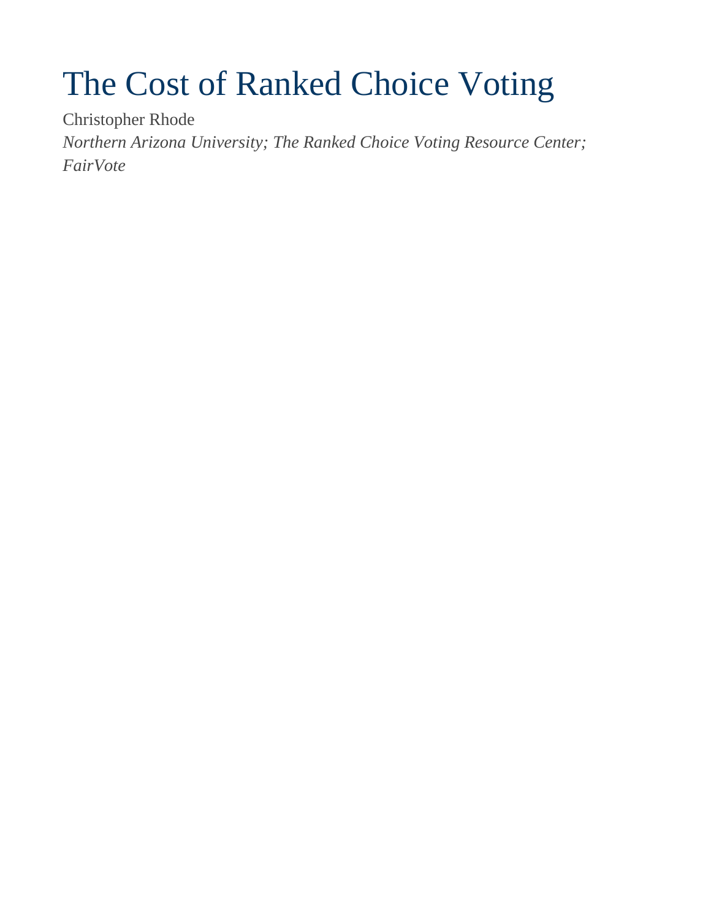# The Cost of Ranked Choice Voting

Christopher Rhode

*Northern Arizona University; The Ranked Choice Voting Resource Center; FairVote*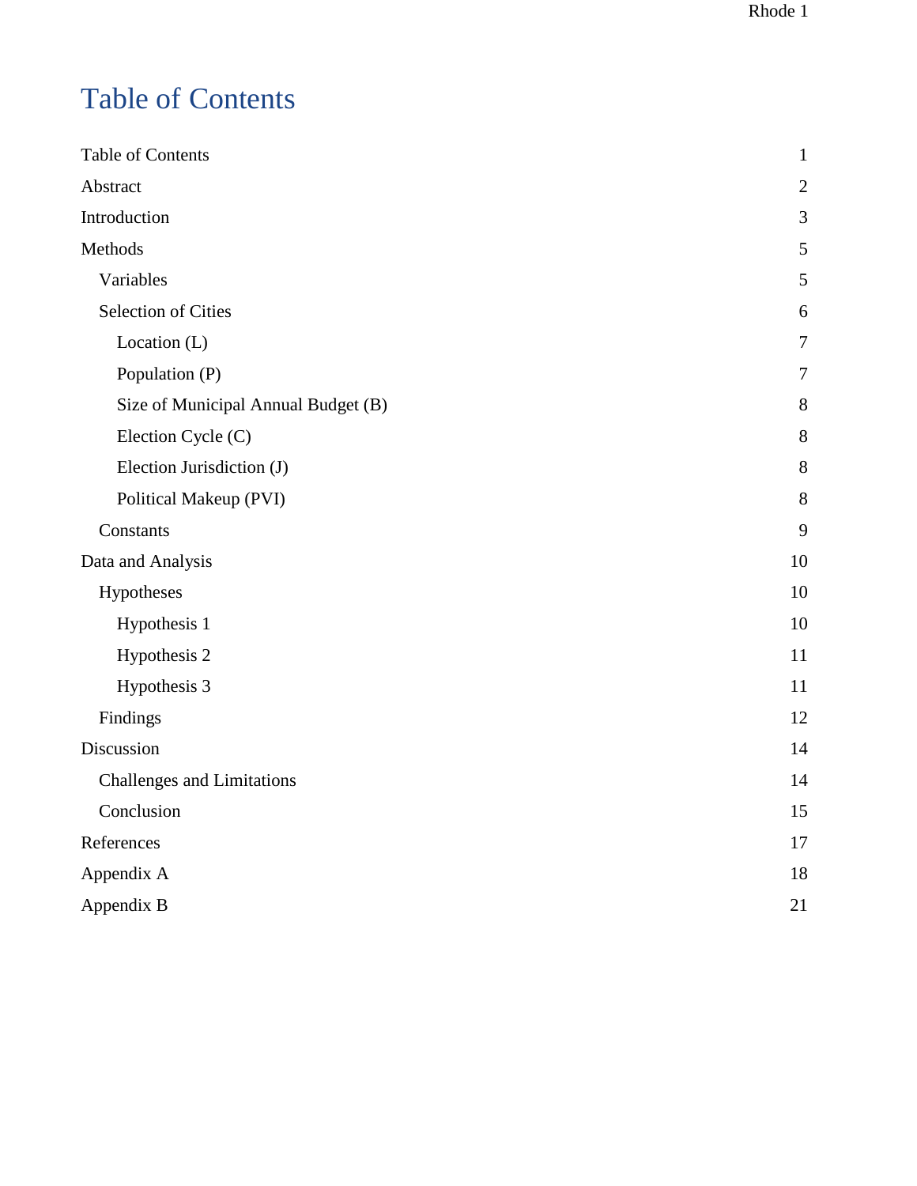# Table of Contents

- Table of Contents 1
- Abstract 2
- Introduction 3
- Methods 5
  - Variables 5
  - Selection of Cities 6
    - Location (L) 7
    - Population (P) 7
    - Size of Municipal Annual Budget (B) 8
    - Election Cycle (C) 8
    - Election Jurisdiction (J) 8
    - Political Makeup (PVI) 8
  - Constants 9
- Data and Analysis 10
  - Hypotheses 10
    - Hypothesis 1 10
    - Hypothesis 2 11
    - Hypothesis 3 11
  - Findings 12
- Discussion 14
  - Challenges and Limitations 14
  - Conclusion 15
- References 17
- Appendix A 18
- Appendix B 21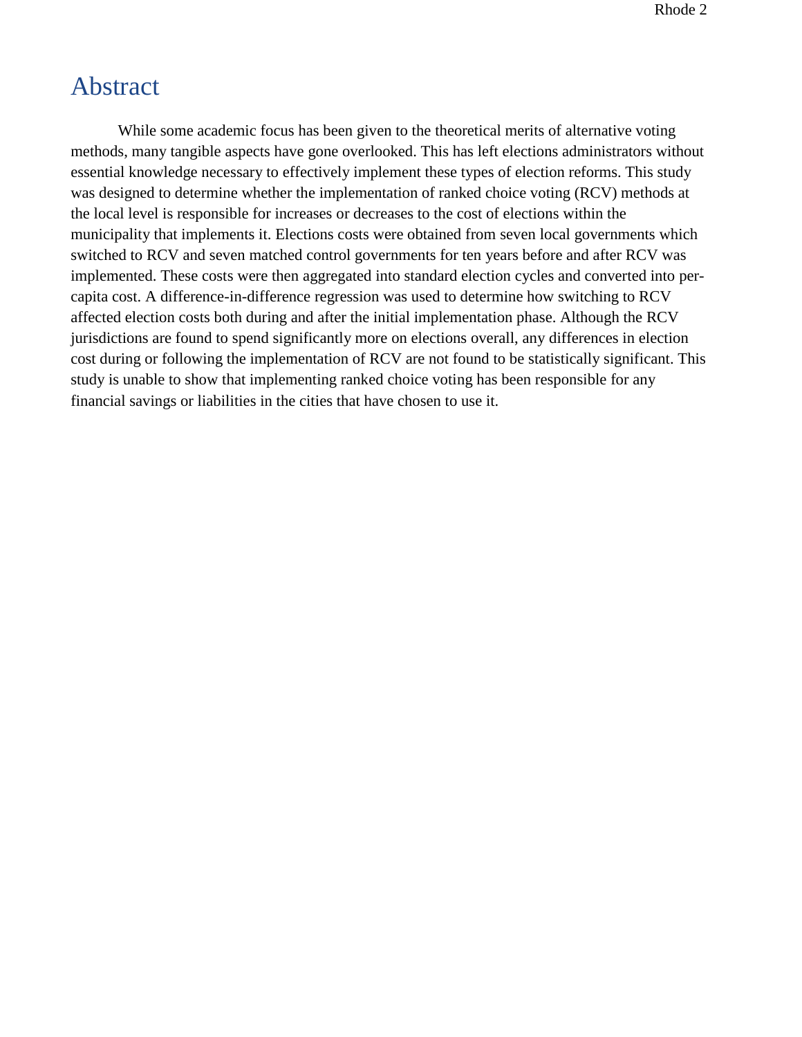# Abstract

While some academic focus has been given to the theoretical merits of alternative voting methods, many tangible aspects have gone overlooked. This has left elections administrators without essential knowledge necessary to effectively implement these types of election reforms. This study was designed to determine whether the implementation of ranked choice voting (RCV) methods at the local level is responsible for increases or decreases to the cost of elections within the municipality that implements it. Elections costs were obtained from seven local governments which switched to RCV and seven matched control governments for ten years before and after RCV was implemented. These costs were then aggregated into standard election cycles and converted into per-capita cost. A difference-in-difference regression was used to determine how switching to RCV affected election costs both during and after the initial implementation phase. Although the RCV jurisdictions are found to spend significantly more on elections overall, any differences in election cost during or following the implementation of RCV are not found to be statistically significant. This study is unable to show that implementing ranked choice voting has been responsible for any financial savings or liabilities in the cities that have chosen to use it.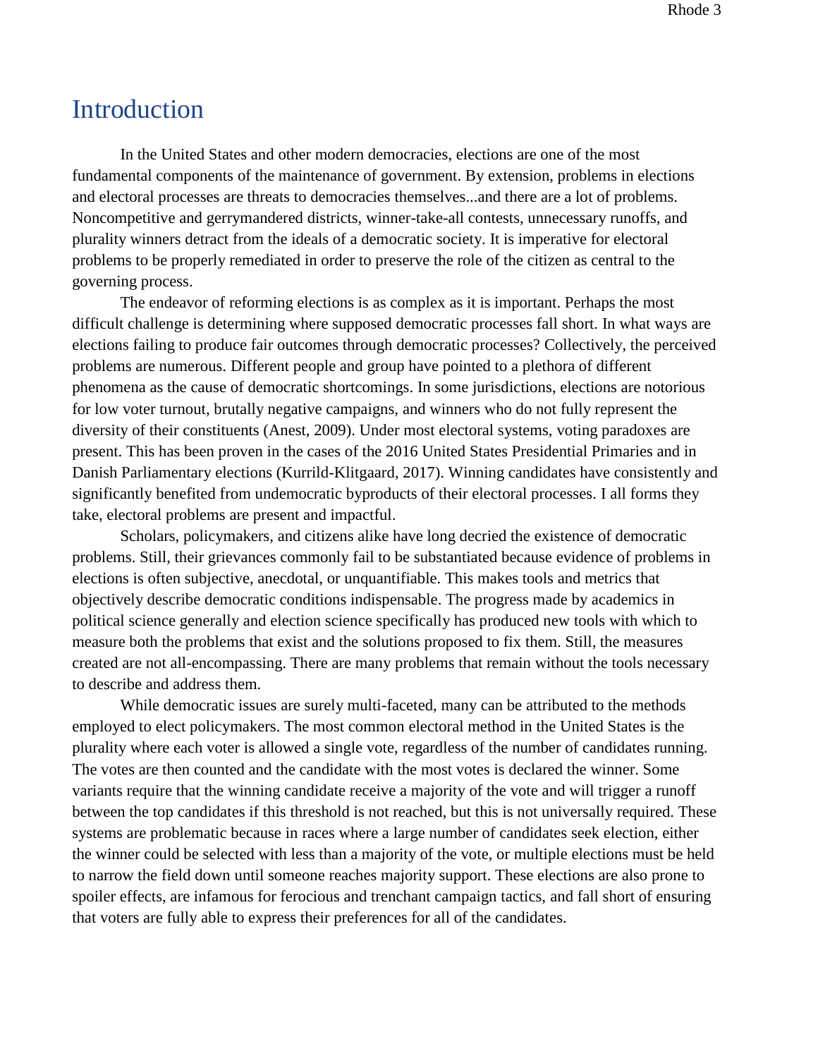# Introduction

In the United States and other modern democracies, elections are one of the most fundamental components of the maintenance of government. By extension, problems in elections and electoral processes are threats to democracies themselves...and there are a lot of problems. Noncompetitive and gerrymandered districts, winner-take-all contests, unnecessary runoffs, and plurality winners detract from the ideals of a democratic society. It is imperative for electoral problems to be properly remediated in order to preserve the role of the citizen as central to the governing process.

The endeavor of reforming elections is as complex as it is important. Perhaps the most difficult challenge is determining where supposed democratic processes fall short. In what ways are elections failing to produce fair outcomes through democratic processes? Collectively, the perceived problems are numerous. Different people and group have pointed to a plethora of different phenomena as the cause of democratic shortcomings. In some jurisdictions, elections are notorious for low voter turnout, brutally negative campaigns, and winners who do not fully represent the diversity of their constituents (Anest, 2009). Under most electoral systems, voting paradoxes are present. This has been proven in the cases of the 2016 United States Presidential Primaries and in Danish Parliamentary elections (Kurrild-Klitgaard, 2017). Winning candidates have consistently and significantly benefited from undemocratic byproducts of their electoral processes. I all forms they take, electoral problems are present and impactful.

Scholars, policymakers, and citizens alike have long decried the existence of democratic problems. Still, their grievances commonly fail to be substantiated because evidence of problems in elections is often subjective, anecdotal, or unquantifiable. This makes tools and metrics that objectively describe democratic conditions indispensable. The progress made by academics in political science generally and election science specifically has produced new tools with which to measure both the problems that exist and the solutions proposed to fix them. Still, the measures created are not all-encompassing. There are many problems that remain without the tools necessary to describe and address them.

While democratic issues are surely multi-faceted, many can be attributed to the methods employed to elect policymakers. The most common electoral method in the United States is the plurality where each voter is allowed a single vote, regardless of the number of candidates running. The votes are then counted and the candidate with the most votes is declared the winner. Some variants require that the winning candidate receive a majority of the vote and will trigger a runoff between the top candidates if this threshold is not reached, but this is not universally required. These systems are problematic because in races where a large number of candidates seek election, either the winner could be selected with less than a majority of the vote, or multiple elections must be held to narrow the field down until someone reaches majority support. These elections are also prone to spoiler effects, are infamous for ferocious and trenchant campaign tactics, and fall short of ensuring that voters are fully able to express their preferences for all of the candidates.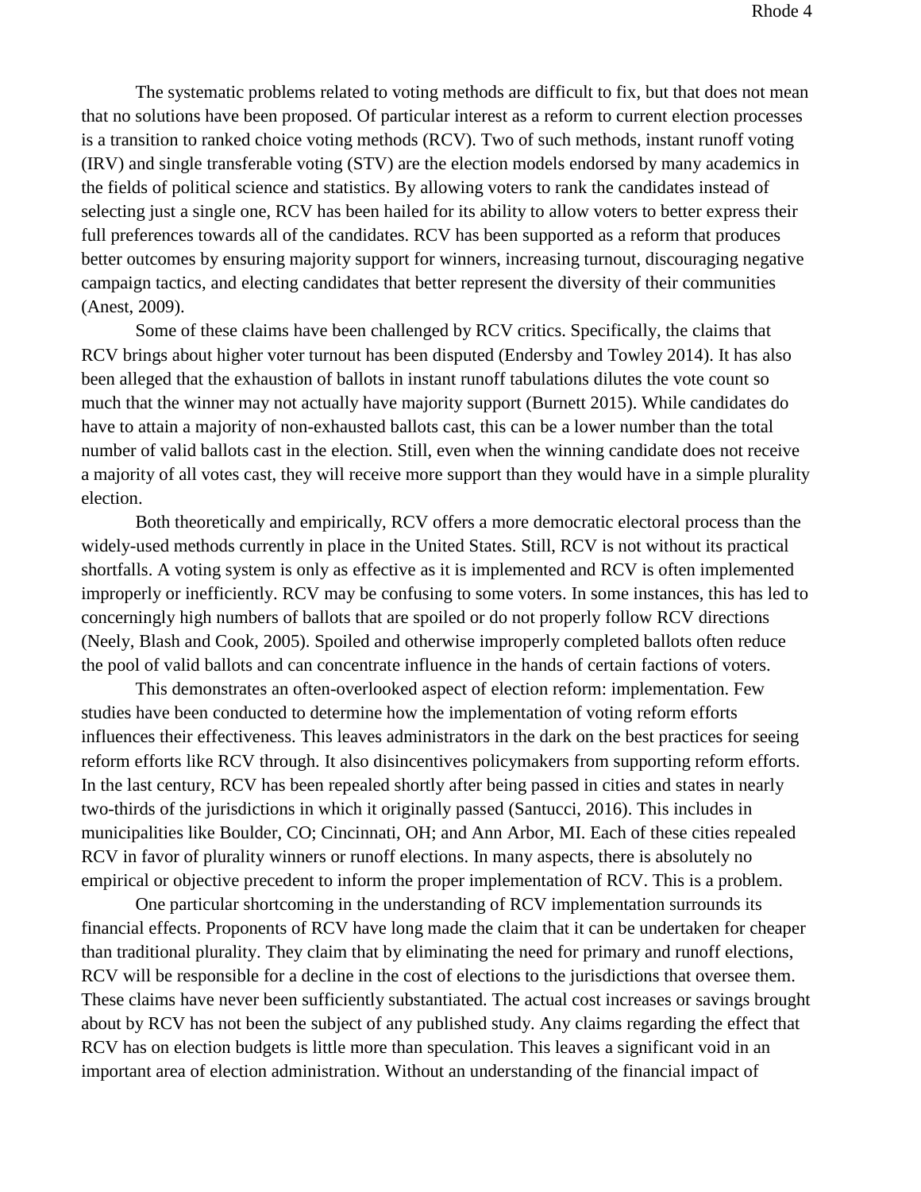The systematic problems related to voting methods are difficult to fix, but that does not mean that no solutions have been proposed. Of particular interest as a reform to current election processes is a transition to ranked choice voting methods (RCV). Two of such methods, instant runoff voting (IRV) and single transferable voting (STV) are the election models endorsed by many academics in the fields of political science and statistics. By allowing voters to rank the candidates instead of selecting just a single one, RCV has been hailed for its ability to allow voters to better express their full preferences towards all of the candidates. RCV has been supported as a reform that produces better outcomes by ensuring majority support for winners, increasing turnout, discouraging negative campaign tactics, and electing candidates that better represent the diversity of their communities (Anest, 2009).

Some of these claims have been challenged by RCV critics. Specifically, the claims that RCV brings about higher voter turnout has been disputed (Endersby and Towley 2014). It has also been alleged that the exhaustion of ballots in instant runoff tabulations dilutes the vote count so much that the winner may not actually have majority support (Burnett 2015). While candidates do have to attain a majority of non-exhausted ballots cast, this can be a lower number than the total number of valid ballots cast in the election. Still, even when the winning candidate does not receive a majority of all votes cast, they will receive more support than they would have in a simple plurality election.

Both theoretically and empirically, RCV offers a more democratic electoral process than the widely-used methods currently in place in the United States. Still, RCV is not without its practical shortfalls. A voting system is only as effective as it is implemented and RCV is often implemented improperly or inefficiently. RCV may be confusing to some voters. In some instances, this has led to concerningly high numbers of ballots that are spoiled or do not properly follow RCV directions (Neely, Blash and Cook, 2005). Spoiled and otherwise improperly completed ballots often reduce the pool of valid ballots and can concentrate influence in the hands of certain factions of voters.

This demonstrates an often-overlooked aspect of election reform: implementation. Few studies have been conducted to determine how the implementation of voting reform efforts influences their effectiveness. This leaves administrators in the dark on the best practices for seeing reform efforts like RCV through. It also disincentives policymakers from supporting reform efforts. In the last century, RCV has been repealed shortly after being passed in cities and states in nearly two-thirds of the jurisdictions in which it originally passed (Santucci, 2016). This includes in municipalities like Boulder, CO; Cincinnati, OH; and Ann Arbor, MI. Each of these cities repealed RCV in favor of plurality winners or runoff elections. In many aspects, there is absolutely no empirical or objective precedent to inform the proper implementation of RCV. This is a problem.

One particular shortcoming in the understanding of RCV implementation surrounds its financial effects. Proponents of RCV have long made the claim that it can be undertaken for cheaper than traditional plurality. They claim that by eliminating the need for primary and runoff elections, RCV will be responsible for a decline in the cost of elections to the jurisdictions that oversee them. These claims have never been sufficiently substantiated. The actual cost increases or savings brought about by RCV has not been the subject of any published study. Any claims regarding the effect that RCV has on election budgets is little more than speculation. This leaves a significant void in an important area of election administration. Without an understanding of the financial impact of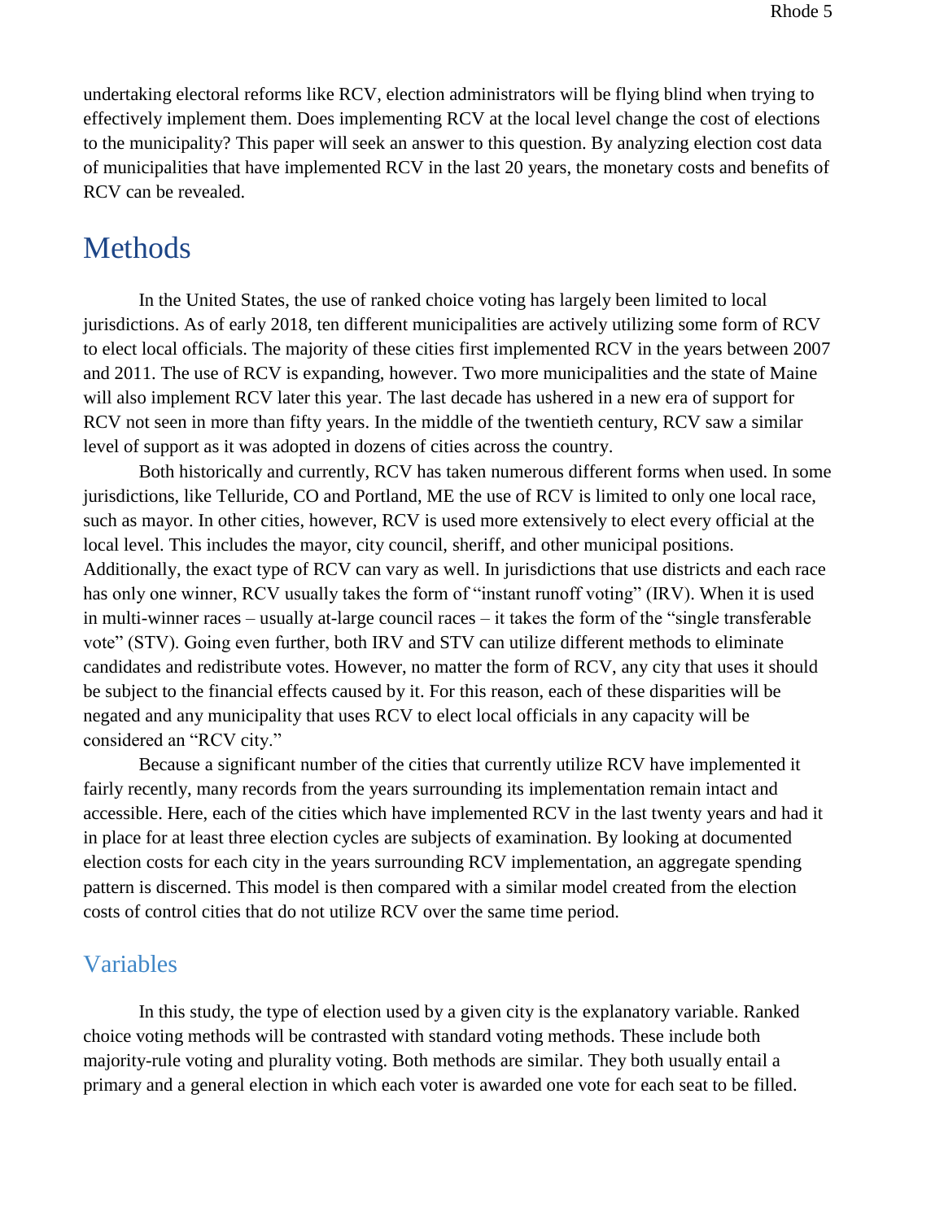undertaking electoral reforms like RCV, election administrators will be flying blind when trying to effectively implement them. Does implementing RCV at the local level change the cost of elections to the municipality? This paper will seek an answer to this question. By analyzing election cost data of municipalities that have implemented RCV in the last 20 years, the monetary costs and benefits of RCV can be revealed.

# Methods

In the United States, the use of ranked choice voting has largely been limited to local jurisdictions. As of early 2018, ten different municipalities are actively utilizing some form of RCV to elect local officials. The majority of these cities first implemented RCV in the years between 2007 and 2011. The use of RCV is expanding, however. Two more municipalities and the state of Maine will also implement RCV later this year. The last decade has ushered in a new era of support for RCV not seen in more than fifty years. In the middle of the twentieth century, RCV saw a similar level of support as it was adopted in dozens of cities across the country.

Both historically and currently, RCV has taken numerous different forms when used. In some jurisdictions, like Telluride, CO and Portland, ME the use of RCV is limited to only one local race, such as mayor. In other cities, however, RCV is used more extensively to elect every official at the local level. This includes the mayor, city council, sheriff, and other municipal positions. Additionally, the exact type of RCV can vary as well. In jurisdictions that use districts and each race has only one winner, RCV usually takes the form of "instant runoff voting" (IRV). When it is used in multi-winner races – usually at-large council races – it takes the form of the "single transferable vote" (STV). Going even further, both IRV and STV can utilize different methods to eliminate candidates and redistribute votes. However, no matter the form of RCV, any city that uses it should be subject to the financial effects caused by it. For this reason, each of these disparities will be negated and any municipality that uses RCV to elect local officials in any capacity will be considered an "RCV city."

Because a significant number of the cities that currently utilize RCV have implemented it fairly recently, many records from the years surrounding its implementation remain intact and accessible. Here, each of the cities which have implemented RCV in the last twenty years and had it in place for at least three election cycles are subjects of examination. By looking at documented election costs for each city in the years surrounding RCV implementation, an aggregate spending pattern is discerned. This model is then compared with a similar model created from the election costs of control cities that do not utilize RCV over the same time period.

## Variables

In this study, the type of election used by a given city is the explanatory variable. Ranked choice voting methods will be contrasted with standard voting methods. These include both majority-rule voting and plurality voting. Both methods are similar. They both usually entail a primary and a general election in which each voter is awarded one vote for each seat to be filled.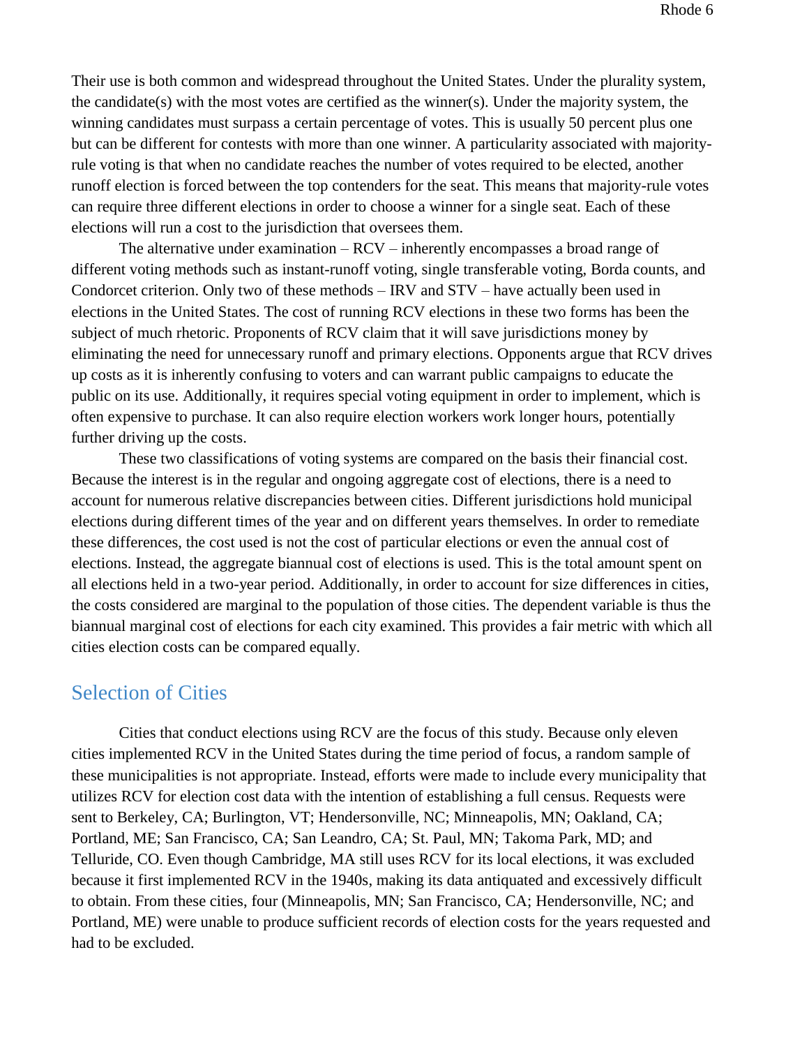Their use is both common and widespread throughout the United States. Under the plurality system, the candidate(s) with the most votes are certified as the winner(s). Under the majority system, the winning candidates must surpass a certain percentage of votes. This is usually 50 percent plus one but can be different for contests with more than one winner. A particularity associated with majority-rule voting is that when no candidate reaches the number of votes required to be elected, another runoff election is forced between the top contenders for the seat. This means that majority-rule votes can require three different elections in order to choose a winner for a single seat. Each of these elections will run a cost to the jurisdiction that oversees them.

The alternative under examination – RCV – inherently encompasses a broad range of different voting methods such as instant-runoff voting, single transferable voting, Borda counts, and Condorcet criterion. Only two of these methods – IRV and STV – have actually been used in elections in the United States. The cost of running RCV elections in these two forms has been the subject of much rhetoric. Proponents of RCV claim that it will save jurisdictions money by eliminating the need for unnecessary runoff and primary elections. Opponents argue that RCV drives up costs as it is inherently confusing to voters and can warrant public campaigns to educate the public on its use. Additionally, it requires special voting equipment in order to implement, which is often expensive to purchase. It can also require election workers work longer hours, potentially further driving up the costs.

These two classifications of voting systems are compared on the basis their financial cost. Because the interest is in the regular and ongoing aggregate cost of elections, there is a need to account for numerous relative discrepancies between cities. Different jurisdictions hold municipal elections during different times of the year and on different years themselves. In order to remediate these differences, the cost used is not the cost of particular elections or even the annual cost of elections. Instead, the aggregate biannual cost of elections is used. This is the total amount spent on all elections held in a two-year period. Additionally, in order to account for size differences in cities, the costs considered are marginal to the population of those cities. The dependent variable is thus the biannual marginal cost of elections for each city examined. This provides a fair metric with which all cities election costs can be compared equally.

## Selection of Cities

Cities that conduct elections using RCV are the focus of this study. Because only eleven cities implemented RCV in the United States during the time period of focus, a random sample of these municipalities is not appropriate. Instead, efforts were made to include every municipality that utilizes RCV for election cost data with the intention of establishing a full census. Requests were sent to Berkeley, CA; Burlington, VT; Hendersonville, NC; Minneapolis, MN; Oakland, CA; Portland, ME; San Francisco, CA; San Leandro, CA; St. Paul, MN; Takoma Park, MD; and Telluride, CO. Even though Cambridge, MA still uses RCV for its local elections, it was excluded because it first implemented RCV in the 1940s, making its data antiquated and excessively difficult to obtain. From these cities, four (Minneapolis, MN; San Francisco, CA; Hendersonville, NC; and Portland, ME) were unable to produce sufficient records of election costs for the years requested and had to be excluded.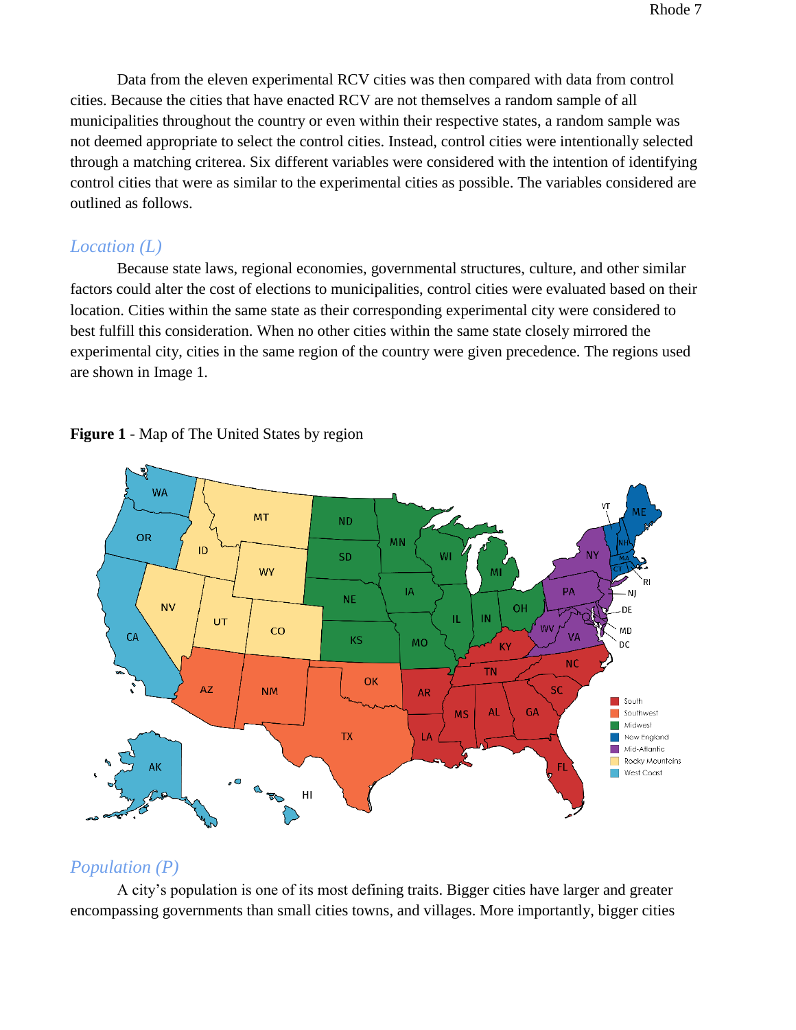Data from the eleven experimental RCV cities was then compared with data from control cities. Because the cities that have enacted RCV are not themselves a random sample of all municipalities throughout the country or even within their respective states, a random sample was not deemed appropriate to select the control cities. Instead, control cities were intentionally selected through a matching criterea. Six different variables were considered with the intention of identifying control cities that were as similar to the experimental cities as possible. The variables considered are outlined as follows.

### *Location (L)*

Because state laws, regional economies, governmental structures, culture, and other similar factors could alter the cost of elections to municipalities, control cities were evaluated based on their location. Cities within the same state as their corresponding experimental city were considered to best fulfill this consideration. When no other cities within the same state closely mirrored the experimental city, cities in the same region of the country were given precedence. The regions used are shown in Image 1.

**Figure 1** - Map of The United States by region

### *Population (P)*

A city's population is one of its most defining traits. Bigger cities have larger and greater encompassing governments than small cities towns, and villages. More importantly, bigger cities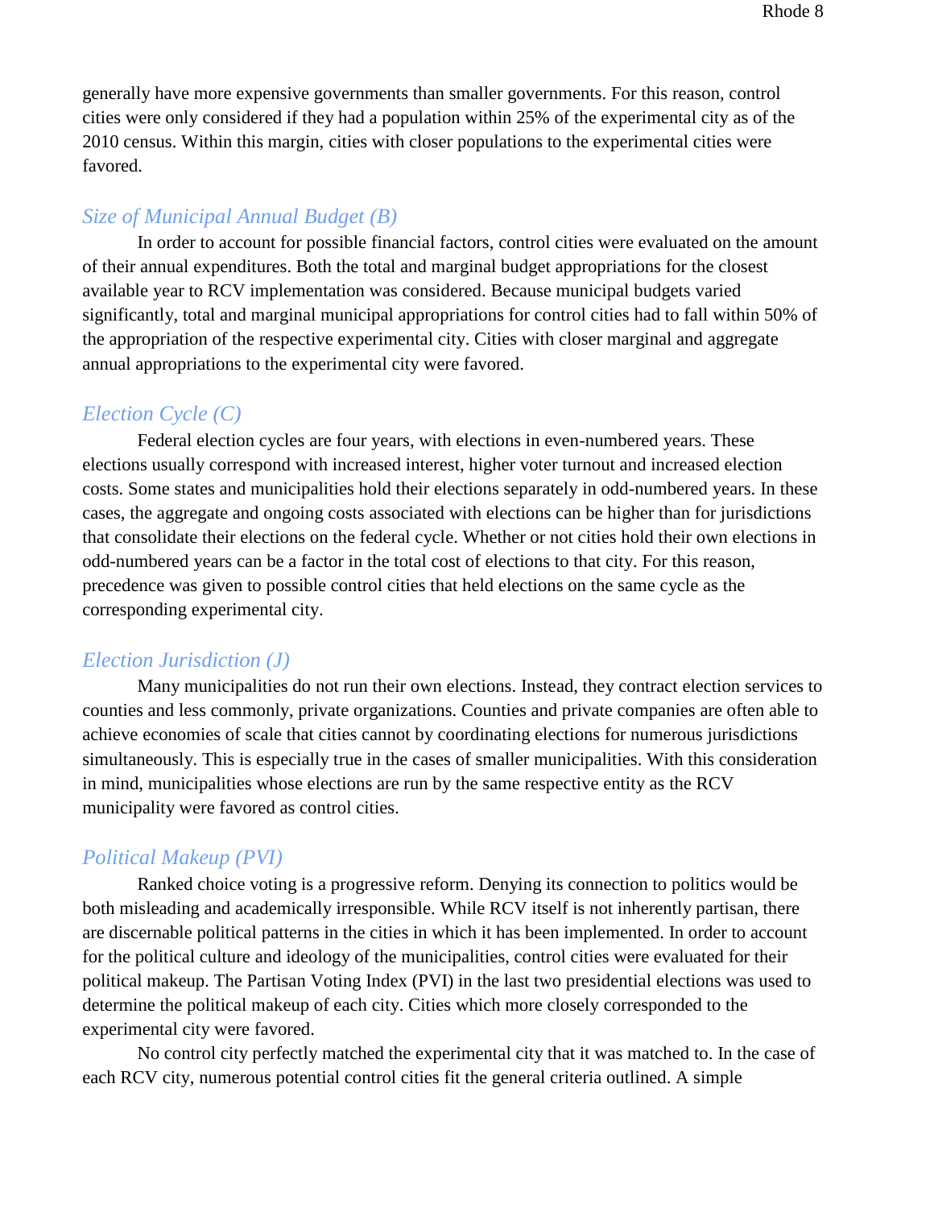generally have more expensive governments than smaller governments. For this reason, control cities were only considered if they had a population within 25% of the experimental city as of the 2010 census. Within this margin, cities with closer populations to the experimental cities were favored.

### *Size of Municipal Annual Budget (B)*

In order to account for possible financial factors, control cities were evaluated on the amount of their annual expenditures. Both the total and marginal budget appropriations for the closest available year to RCV implementation was considered. Because municipal budgets varied significantly, total and marginal municipal appropriations for control cities had to fall within 50% of the appropriation of the respective experimental city. Cities with closer marginal and aggregate annual appropriations to the experimental city were favored.

### *Election Cycle (C)*

Federal election cycles are four years, with elections in even-numbered years. These elections usually correspond with increased interest, higher voter turnout and increased election costs. Some states and municipalities hold their elections separately in odd-numbered years. In these cases, the aggregate and ongoing costs associated with elections can be higher than for jurisdictions that consolidate their elections on the federal cycle. Whether or not cities hold their own elections in odd-numbered years can be a factor in the total cost of elections to that city. For this reason, precedence was given to possible control cities that held elections on the same cycle as the corresponding experimental city.

### *Election Jurisdiction (J)*

Many municipalities do not run their own elections. Instead, they contract election services to counties and less commonly, private organizations. Counties and private companies are often able to achieve economies of scale that cities cannot by coordinating elections for numerous jurisdictions simultaneously. This is especially true in the cases of smaller municipalities. With this consideration in mind, municipalities whose elections are run by the same respective entity as the RCV municipality were favored as control cities.

### *Political Makeup (PVI)*

Ranked choice voting is a progressive reform. Denying its connection to politics would be both misleading and academically irresponsible. While RCV itself is not inherently partisan, there are discernable political patterns in the cities in which it has been implemented. In order to account for the political culture and ideology of the municipalities, control cities were evaluated for their political makeup. The Partisan Voting Index (PVI) in the last two presidential elections was used to determine the political makeup of each city. Cities which more closely corresponded to the experimental city were favored.

No control city perfectly matched the experimental city that it was matched to. In the case of each RCV city, numerous potential control cities fit the general criteria outlined. A simple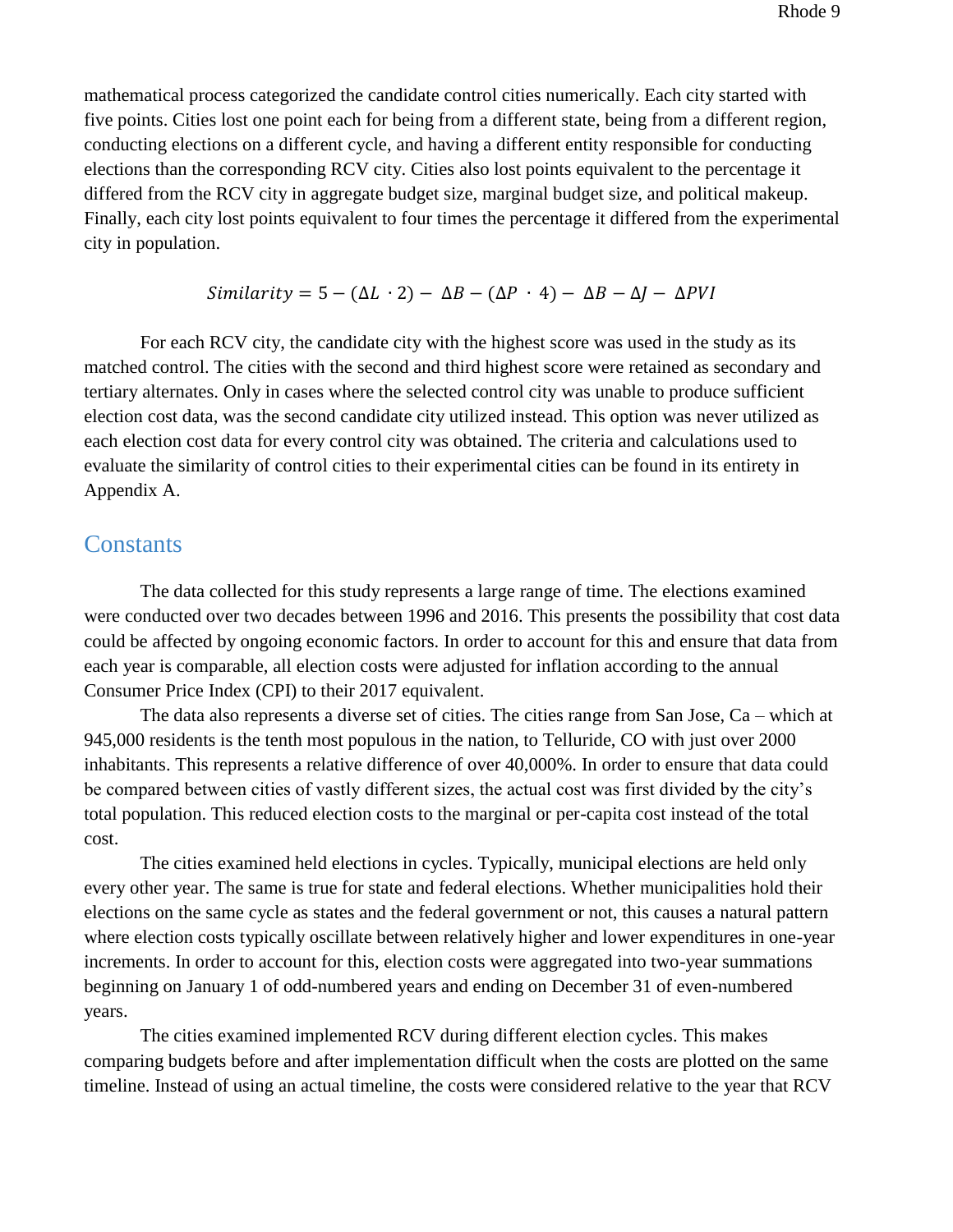mathematical process categorized the candidate control cities numerically. Each city started with five points. Cities lost one point each for being from a different state, being from a different region, conducting elections on a different cycle, and having a different entity responsible for conducting elections than the corresponding RCV city. Cities also lost points equivalent to the percentage it differed from the RCV city in aggregate budget size, marginal budget size, and political makeup. Finally, each city lost points equivalent to four times the percentage it differed from the experimental city in population.

$$Similarity = 5 - (\Delta L \cdot 2) - \Delta B - (\Delta P \cdot 4) - \Delta B - \Delta J - \Delta PVI$$

For each RCV city, the candidate city with the highest score was used in the study as its matched control. The cities with the second and third highest score were retained as secondary and tertiary alternates. Only in cases where the selected control city was unable to produce sufficient election cost data, was the second candidate city utilized instead. This option was never utilized as each election cost data for every control city was obtained. The criteria and calculations used to evaluate the similarity of control cities to their experimental cities can be found in its entirety in Appendix A.

## Constants

The data collected for this study represents a large range of time. The elections examined were conducted over two decades between 1996 and 2016. This presents the possibility that cost data could be affected by ongoing economic factors. In order to account for this and ensure that data from each year is comparable, all election costs were adjusted for inflation according to the annual Consumer Price Index (CPI) to their 2017 equivalent.

The data also represents a diverse set of cities. The cities range from San Jose, Ca – which at 945,000 residents is the tenth most populous in the nation, to Telluride, CO with just over 2000 inhabitants. This represents a relative difference of over 40,000%. In order to ensure that data could be compared between cities of vastly different sizes, the actual cost was first divided by the city's total population. This reduced election costs to the marginal or per-capita cost instead of the total cost.

The cities examined held elections in cycles. Typically, municipal elections are held only every other year. The same is true for state and federal elections. Whether municipalities hold their elections on the same cycle as states and the federal government or not, this causes a natural pattern where election costs typically oscillate between relatively higher and lower expenditures in one-year increments. In order to account for this, election costs were aggregated into two-year summations beginning on January 1 of odd-numbered years and ending on December 31 of even-numbered years.

The cities examined implemented RCV during different election cycles. This makes comparing budgets before and after implementation difficult when the costs are plotted on the same timeline. Instead of using an actual timeline, the costs were considered relative to the year that RCV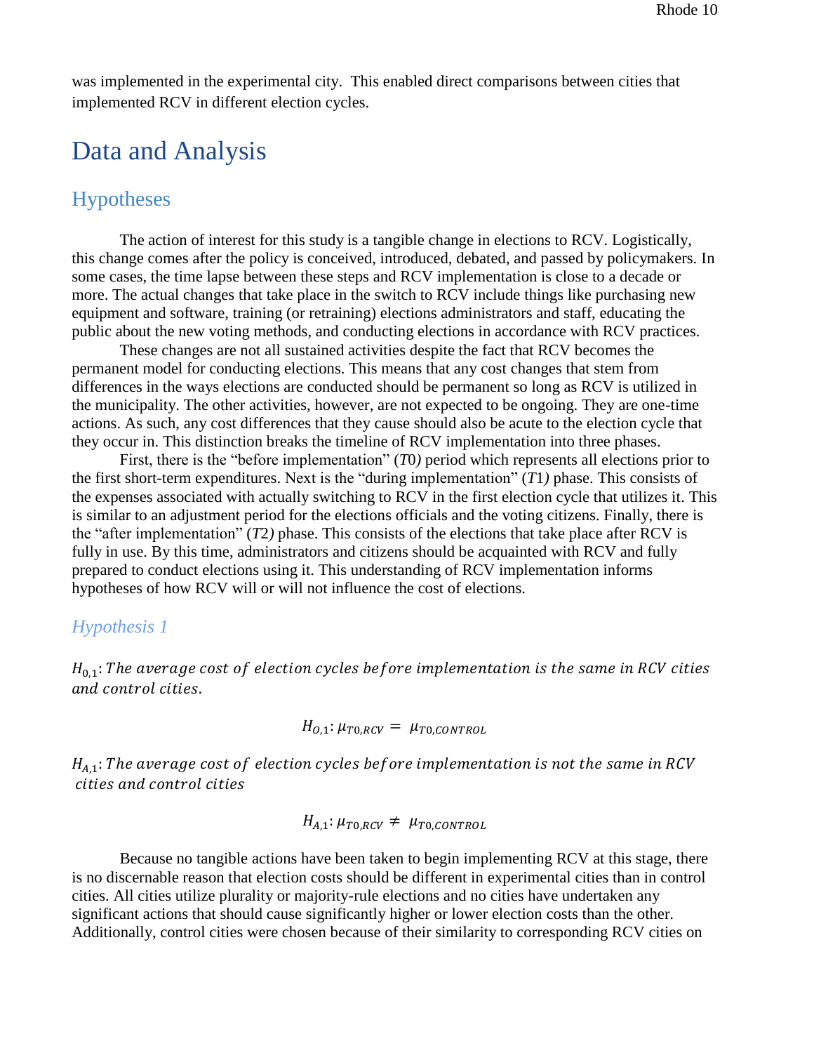was implemented in the experimental city. This enabled direct comparisons between cities that implemented RCV in different election cycles.

# Data and Analysis

## Hypotheses

The action of interest for this study is a tangible change in elections to RCV. Logistically, this change comes after the policy is conceived, introduced, debated, and passed by policymakers. In some cases, the time lapse between these steps and RCV implementation is close to a decade or more. The actual changes that take place in the switch to RCV include things like purchasing new equipment and software, training (or retraining) elections administrators and staff, educating the public about the new voting methods, and conducting elections in accordance with RCV practices.

These changes are not all sustained activities despite the fact that RCV becomes the permanent model for conducting elections. This means that any cost changes that stem from differences in the ways elections are conducted should be permanent so long as RCV is utilized in the municipality. The other activities, however, are not expected to be ongoing. They are one-time actions. As such, any cost differences that they cause should also be acute to the election cycle that they occur in. This distinction breaks the timeline of RCV implementation into three phases.

First, there is the "before implementation" ($T0$) period which represents all elections prior to the first short-term expenditures. Next is the "during implementation" ($T1$) phase. This consists of the expenses associated with actually switching to RCV in the first election cycle that utilizes it. This is similar to an adjustment period for the elections officials and the voting citizens. Finally, there is the "after implementation" ($T2$) phase. This consists of the elections that take place after RCV is fully in use. By this time, administrators and citizens should be acquainted with RCV and fully prepared to conduct elections using it. This understanding of RCV implementation informs hypotheses of how RCV will or will not influence the cost of elections.

### *Hypothesis 1*

$H_{0,1}$: *The average cost of election cycles before implementation is the same in RCV cities and control cities.*

$$H_{O,1}: \mu_{T0,RCV} = \mu_{T0,CONTROL}$$

$H_{A,1}$: *The average cost of election cycles before implementation is not the same in RCV cities and control cities*

$$H_{A,1}: \mu_{T0,RCV} \neq \mu_{T0,CONTROL}$$

Because no tangible actions have been taken to begin implementing RCV at this stage, there is no discernable reason that election costs should be different in experimental cities than in control cities. All cities utilize plurality or majority-rule elections and no cities have undertaken any significant actions that should cause significantly higher or lower election costs than the other. Additionally, control cities were chosen because of their similarity to corresponding RCV cities on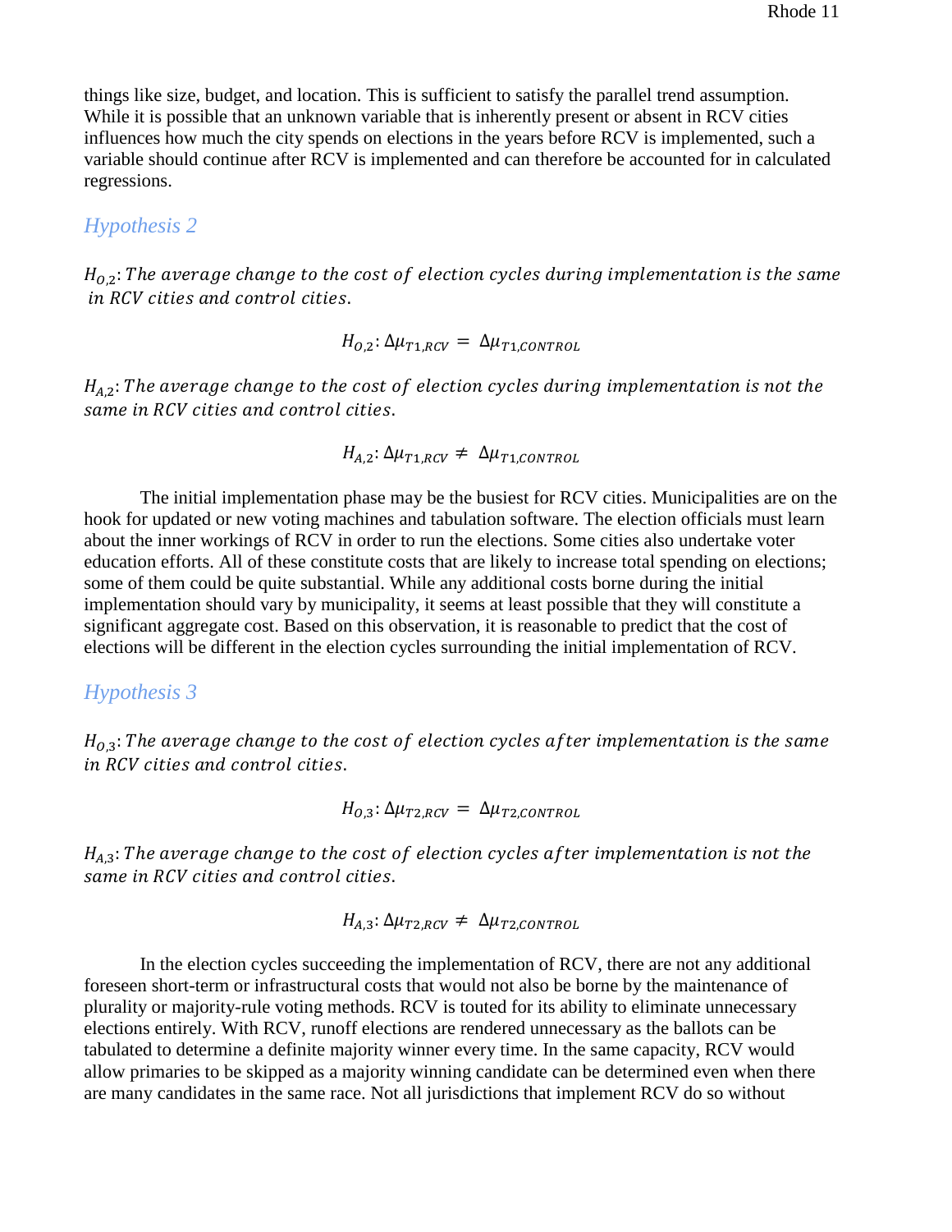things like size, budget, and location. This is sufficient to satisfy the parallel trend assumption. While it is possible that an unknown variable that is inherently present or absent in RCV cities influences how much the city spends on elections in the years before RCV is implemented, such a variable should continue after RCV is implemented and can therefore be accounted for in calculated regressions.

### Hypothesis 2

$H_{O,2}$: *The average change to the cost of election cycles during implementation is the same in RCV cities and control cities.*

$$H_{O,2}: \Delta\mu_{T1,RCV} = \Delta\mu_{T1,CONTROL}$$

$H_{A,2}$: *The average change to the cost of election cycles during implementation is not the same in RCV cities and control cities.*

$$H_{A,2}: \Delta\mu_{T1,RCV} \neq \Delta\mu_{T1,CONTROL}$$

The initial implementation phase may be the busiest for RCV cities. Municipalities are on the hook for updated or new voting machines and tabulation software. The election officials must learn about the inner workings of RCV in order to run the elections. Some cities also undertake voter education efforts. All of these constitute costs that are likely to increase total spending on elections; some of them could be quite substantial. While any additional costs borne during the initial implementation should vary by municipality, it seems at least possible that they will constitute a significant aggregate cost. Based on this observation, it is reasonable to predict that the cost of elections will be different in the election cycles surrounding the initial implementation of RCV.

### Hypothesis 3

$H_{O,3}$: *The average change to the cost of election cycles after implementation is the same in RCV cities and control cities.*

$$H_{O,3}: \Delta\mu_{T2,RCV} = \Delta\mu_{T2,CONTROL}$$

$H_{A,3}$: *The average change to the cost of election cycles after implementation is not the same in RCV cities and control cities.*

$$H_{A,3}: \Delta\mu_{T2,RCV} \neq \Delta\mu_{T2,CONTROL}$$

In the election cycles succeeding the implementation of RCV, there are not any additional foreseen short-term or infrastructural costs that would not also be borne by the maintenance of plurality or majority-rule voting methods. RCV is touted for its ability to eliminate unnecessary elections entirely. With RCV, runoff elections are rendered unnecessary as the ballots can be tabulated to determine a definite majority winner every time. In the same capacity, RCV would allow primaries to be skipped as a majority winning candidate can be determined even when there are many candidates in the same race. Not all jurisdictions that implement RCV do so without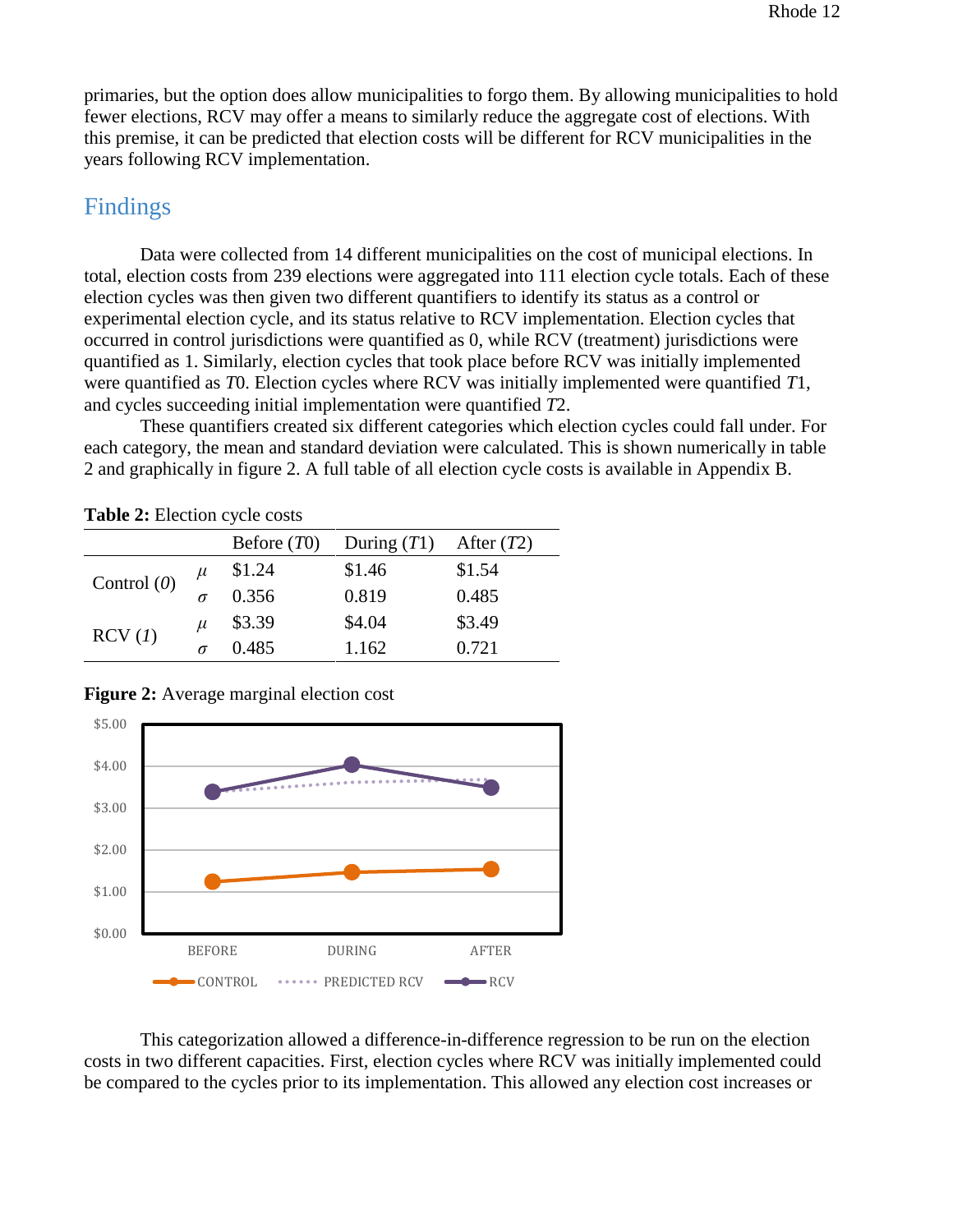primaries, but the option does allow municipalities to forgo them. By allowing municipalities to hold fewer elections, RCV may offer a means to similarly reduce the aggregate cost of elections. With this premise, it can be predicted that election costs will be different for RCV municipalities in the years following RCV implementation.

## Findings

Data were collected from 14 different municipalities on the cost of municipal elections. In total, election costs from 239 elections were aggregated into 111 election cycle totals. Each of these election cycles was then given two different quantifiers to identify its status as a control or experimental election cycle, and its status relative to RCV implementation. Election cycles that occurred in control jurisdictions were quantified as 0, while RCV (treatment) jurisdictions were quantified as 1. Similarly, election cycles that took place before RCV was initially implemented were quantified as *T*0. Election cycles where RCV was initially implemented were quantified *T*1, and cycles succeeding initial implementation were quantified *T*2.

These quantifiers created six different categories which election cycles could fall under. For each category, the mean and standard deviation were calculated. This is shown numerically in table 2 and graphically in figure 2. A full table of all election cycle costs is available in Appendix B.

**Table 2:** Election cycle costs

| | | Before (*T*0) | During (*T*1) | After (*T*2) |
|---|---|---|---|---|
| Control (*0*) | $\mu$ | $1.24 | $1.46 | $1.54 |
| | $\sigma$ | 0.356 | 0.819 | 0.485 |
| RCV (*1*) | $\mu$ | $3.39 | $4.04 | $3.49 |
| | $\sigma$ | 0.485 | 1.162 | 0.721 |

**Figure 2:** Average marginal election cost

This categorization allowed a difference-in-difference regression to be run on the election costs in two different capacities. First, election cycles where RCV was initially implemented could be compared to the cycles prior to its implementation. This allowed any election cost increases or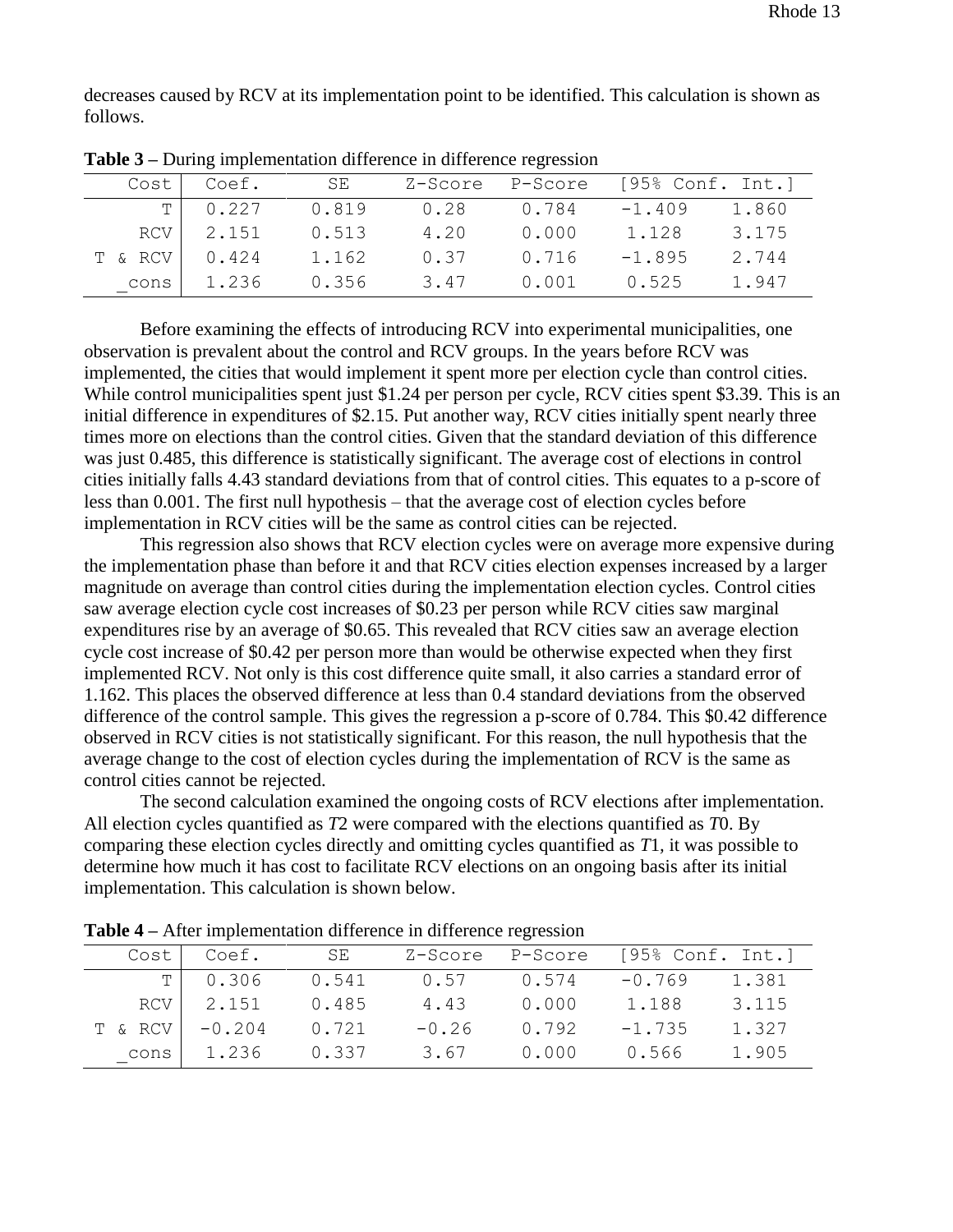decreases caused by RCV at its implementation point to be identified. This calculation is shown as follows.

**Table 3** – During implementation difference in difference regression

| Cost | Coef. | SE | Z-Score | P-Score | [95% Conf. | Int.] |
|---|---|---|---|---|---|---|
| T | 0.227 | 0.819 | 0.28 | 0.784 | -1.409 | 1.860 |
| RCV | 2.151 | 0.513 | 4.20 | 0.000 | 1.128 | 3.175 |
| T & RCV | 0.424 | 1.162 | 0.37 | 0.716 | -1.895 | 2.744 |
| _cons | 1.236 | 0.356 | 3.47 | 0.001 | 0.525 | 1.947 |

Before examining the effects of introducing RCV into experimental municipalities, one observation is prevalent about the control and RCV groups. In the years before RCV was implemented, the cities that would implement it spent more per election cycle than control cities. While control municipalities spent just $1.24 per person per cycle, RCV cities spent $3.39. This is an initial difference in expenditures of $2.15. Put another way, RCV cities initially spent nearly three times more on elections than the control cities. Given that the standard deviation of this difference was just 0.485, this difference is statistically significant. The average cost of elections in control cities initially falls 4.43 standard deviations from that of control cities. This equates to a p-score of less than 0.001. The first null hypothesis – that the average cost of election cycles before implementation in RCV cities will be the same as control cities can be rejected.

This regression also shows that RCV election cycles were on average more expensive during the implementation phase than before it and that RCV cities election expenses increased by a larger magnitude on average than control cities during the implementation election cycles. Control cities saw average election cycle cost increases of $0.23 per person while RCV cities saw marginal expenditures rise by an average of $0.65. This revealed that RCV cities saw an average election cycle cost increase of $0.42 per person more than would be otherwise expected when they first implemented RCV. Not only is this cost difference quite small, it also carries a standard error of 1.162. This places the observed difference at less than 0.4 standard deviations from the observed difference of the control sample. This gives the regression a p-score of 0.784. This $0.42 difference observed in RCV cities is not statistically significant. For this reason, the null hypothesis that the average change to the cost of election cycles during the implementation of RCV is the same as control cities cannot be rejected.

The second calculation examined the ongoing costs of RCV elections after implementation. All election cycles quantified as $T2$ were compared with the elections quantified as $T0$. By comparing these election cycles directly and omitting cycles quantified as $T1$, it was possible to determine how much it has cost to facilitate RCV elections on an ongoing basis after its initial implementation. This calculation is shown below.

**Table 4** – After implementation difference in difference regression

| Cost | Coef. | SE | Z-Score | P-Score | [95% Conf. | Int.] |
|---|---|---|---|---|---|---|
| T | 0.306 | 0.541 | 0.57 | 0.574 | -0.769 | 1.381 |
| RCV | 2.151 | 0.485 | 4.43 | 0.000 | 1.188 | 3.115 |
| T & RCV | -0.204 | 0.721 | -0.26 | 0.792 | -1.735 | 1.327 |
| _cons | 1.236 | 0.337 | 3.67 | 0.000 | 0.566 | 1.905 |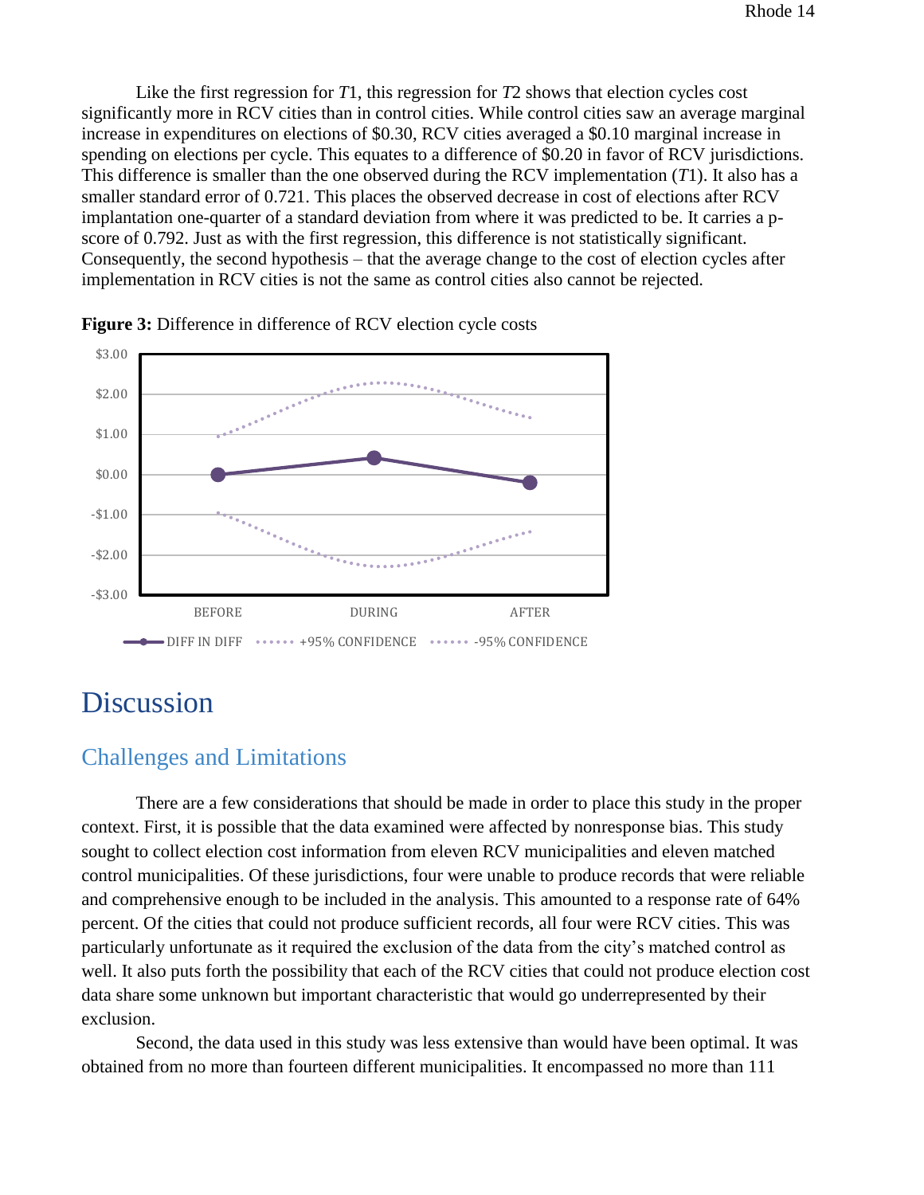Like the first regression for $T1$, this regression for $T2$ shows that election cycles cost significantly more in RCV cities than in control cities. While control cities saw an average marginal increase in expenditures on elections of \$0.30, RCV cities averaged a \$0.10 marginal increase in spending on elections per cycle. This equates to a difference of \$0.20 in favor of RCV jurisdictions. This difference is smaller than the one observed during the RCV implementation ($T1$). It also has a smaller standard error of 0.721. This places the observed decrease in cost of elections after RCV implantation one-quarter of a standard deviation from where it was predicted to be. It carries a p-score of 0.792. Just as with the first regression, this difference is not statistically significant. Consequently, the second hypothesis – that the average change to the cost of election cycles after implementation in RCV cities is not the same as control cities also cannot be rejected.

**Figure 3:** Difference in difference of RCV election cycle costs

# Discussion

## Challenges and Limitations

There are a few considerations that should be made in order to place this study in the proper context. First, it is possible that the data examined were affected by nonresponse bias. This study sought to collect election cost information from eleven RCV municipalities and eleven matched control municipalities. Of these jurisdictions, four were unable to produce records that were reliable and comprehensive enough to be included in the analysis. This amounted to a response rate of 64% percent. Of the cities that could not produce sufficient records, all four were RCV cities. This was particularly unfortunate as it required the exclusion of the data from the city's matched control as well. It also puts forth the possibility that each of the RCV cities that could not produce election cost data share some unknown but important characteristic that would go underrepresented by their exclusion.

Second, the data used in this study was less extensive than would have been optimal. It was obtained from no more than fourteen different municipalities. It encompassed no more than 111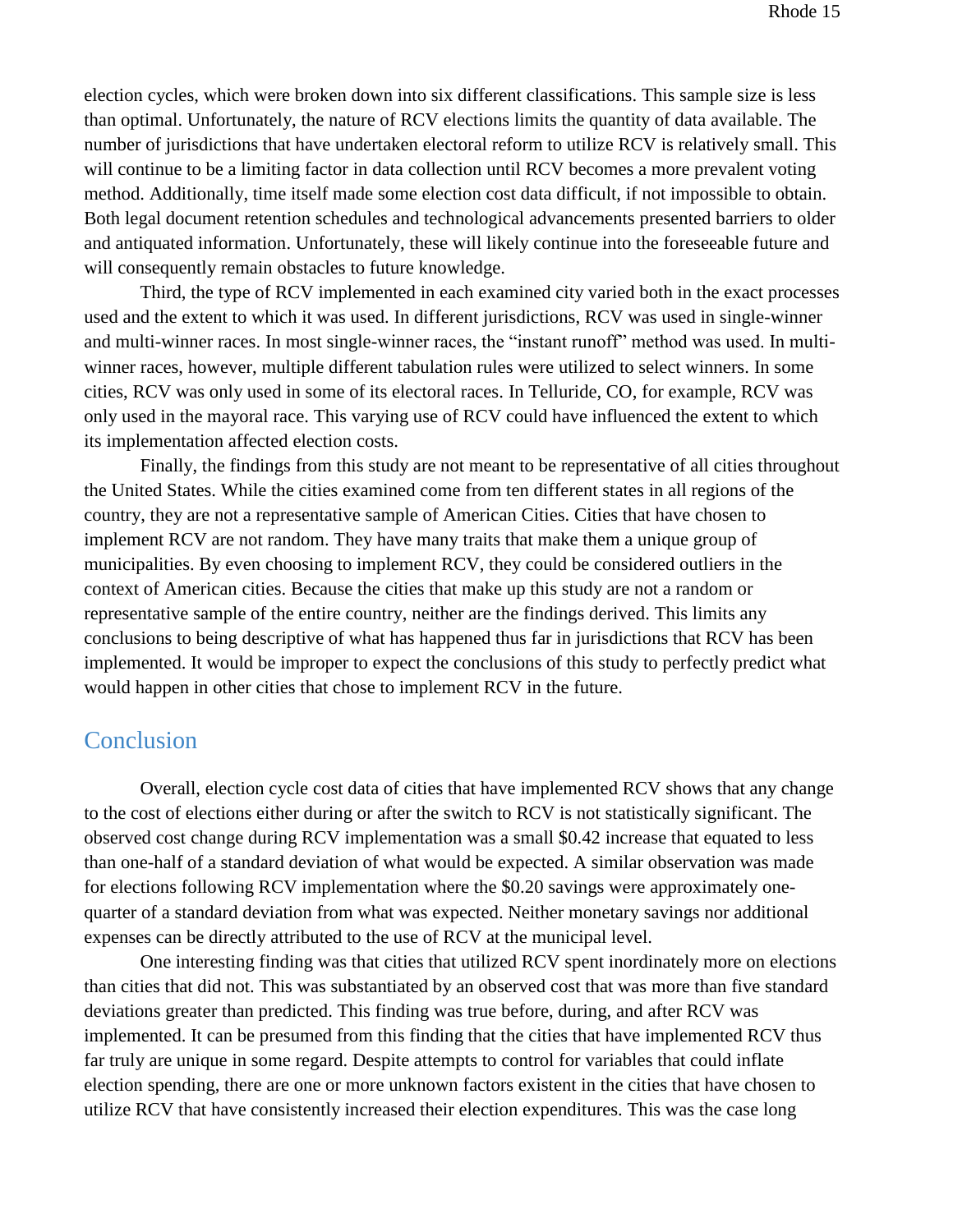election cycles, which were broken down into six different classifications. This sample size is less than optimal. Unfortunately, the nature of RCV elections limits the quantity of data available. The number of jurisdictions that have undertaken electoral reform to utilize RCV is relatively small. This will continue to be a limiting factor in data collection until RCV becomes a more prevalent voting method. Additionally, time itself made some election cost data difficult, if not impossible to obtain. Both legal document retention schedules and technological advancements presented barriers to older and antiquated information. Unfortunately, these will likely continue into the foreseeable future and will consequently remain obstacles to future knowledge.

Third, the type of RCV implemented in each examined city varied both in the exact processes used and the extent to which it was used. In different jurisdictions, RCV was used in single-winner and multi-winner races. In most single-winner races, the "instant runoff" method was used. In multi-winner races, however, multiple different tabulation rules were utilized to select winners. In some cities, RCV was only used in some of its electoral races. In Telluride, CO, for example, RCV was only used in the mayoral race. This varying use of RCV could have influenced the extent to which its implementation affected election costs.

Finally, the findings from this study are not meant to be representative of all cities throughout the United States. While the cities examined come from ten different states in all regions of the country, they are not a representative sample of American Cities. Cities that have chosen to implement RCV are not random. They have many traits that make them a unique group of municipalities. By even choosing to implement RCV, they could be considered outliers in the context of American cities. Because the cities that make up this study are not a random or representative sample of the entire country, neither are the findings derived. This limits any conclusions to being descriptive of what has happened thus far in jurisdictions that RCV has been implemented. It would be improper to expect the conclusions of this study to perfectly predict what would happen in other cities that chose to implement RCV in the future.

## Conclusion

Overall, election cycle cost data of cities that have implemented RCV shows that any change to the cost of elections either during or after the switch to RCV is not statistically significant. The observed cost change during RCV implementation was a small $0.42 increase that equated to less than one-half of a standard deviation of what would be expected. A similar observation was made for elections following RCV implementation where the $0.20 savings were approximately one-quarter of a standard deviation from what was expected. Neither monetary savings nor additional expenses can be directly attributed to the use of RCV at the municipal level.

One interesting finding was that cities that utilized RCV spent inordinately more on elections than cities that did not. This was substantiated by an observed cost that was more than five standard deviations greater than predicted. This finding was true before, during, and after RCV was implemented. It can be presumed from this finding that the cities that have implemented RCV thus far truly are unique in some regard. Despite attempts to control for variables that could inflate election spending, there are one or more unknown factors existent in the cities that have chosen to utilize RCV that have consistently increased their election expenditures. This was the case long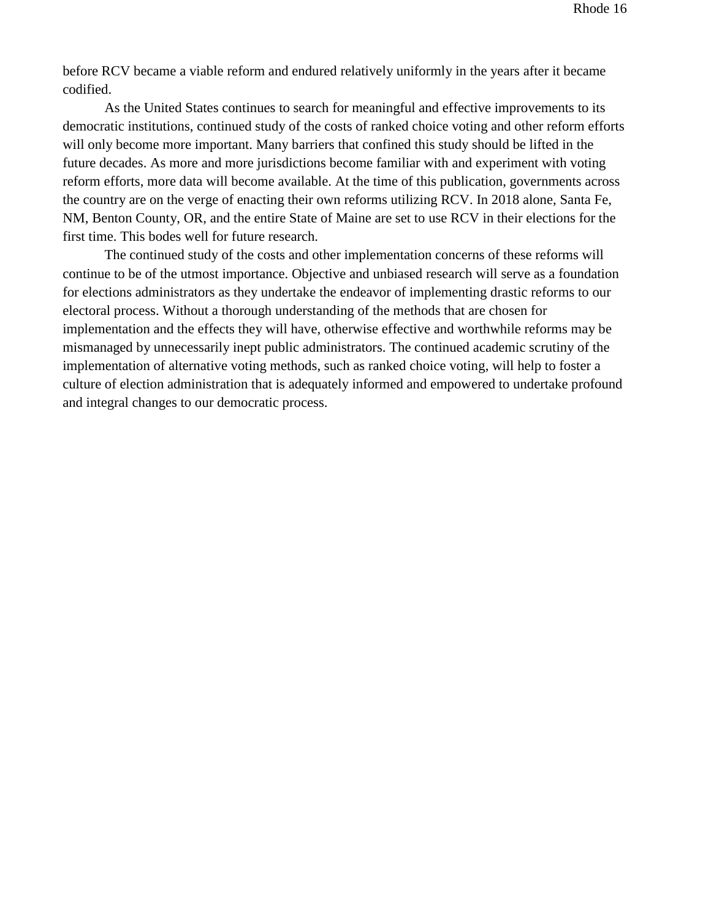before RCV became a viable reform and endured relatively uniformly in the years after it became codified.

As the United States continues to search for meaningful and effective improvements to its democratic institutions, continued study of the costs of ranked choice voting and other reform efforts will only become more important. Many barriers that confined this study should be lifted in the future decades. As more and more jurisdictions become familiar with and experiment with voting reform efforts, more data will become available. At the time of this publication, governments across the country are on the verge of enacting their own reforms utilizing RCV. In 2018 alone, Santa Fe, NM, Benton County, OR, and the entire State of Maine are set to use RCV in their elections for the first time. This bodes well for future research.

The continued study of the costs and other implementation concerns of these reforms will continue to be of the utmost importance. Objective and unbiased research will serve as a foundation for elections administrators as they undertake the endeavor of implementing drastic reforms to our electoral process. Without a thorough understanding of the methods that are chosen for implementation and the effects they will have, otherwise effective and worthwhile reforms may be mismanaged by unnecessarily inept public administrators. The continued academic scrutiny of the implementation of alternative voting methods, such as ranked choice voting, will help to foster a culture of election administration that is adequately informed and empowered to undertake profound and integral changes to our democratic process.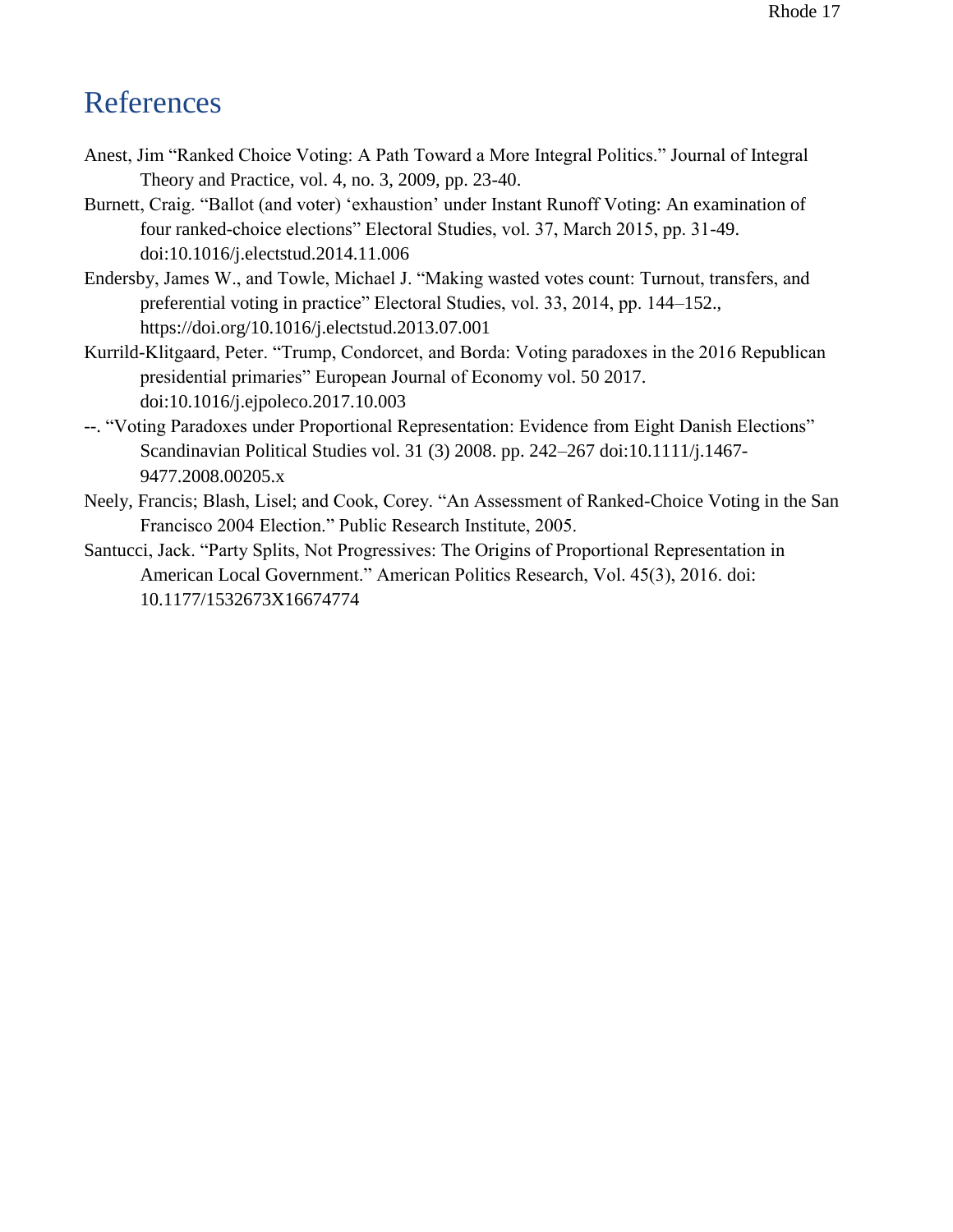# References

Anest, Jim "Ranked Choice Voting: A Path Toward a More Integral Politics." Journal of Integral Theory and Practice, vol. 4, no. 3, 2009, pp. 23-40.

Burnett, Craig. "Ballot (and voter) 'exhaustion' under Instant Runoff Voting: An examination of four ranked-choice elections" Electoral Studies, vol. 37, March 2015, pp. 31-49. doi:10.1016/j.electstud.2014.11.006

Endersby, James W., and Towle, Michael J. "Making wasted votes count: Turnout, transfers, and preferential voting in practice" Electoral Studies, vol. 33, 2014, pp. 144–152., https://doi.org/10.1016/j.electstud.2013.07.001

Kurrild-Klitgaard, Peter. "Trump, Condorcet, and Borda: Voting paradoxes in the 2016 Republican presidential primaries" European Journal of Economy vol. 50 2017. doi:10.1016/j.ejpoleco.2017.10.003

--. "Voting Paradoxes under Proportional Representation: Evidence from Eight Danish Elections" Scandinavian Political Studies vol. 31 (3) 2008. pp. 242–267 doi:10.1111/j.1467-9477.2008.00205.x

Neely, Francis; Blash, Lisel; and Cook, Corey. "An Assessment of Ranked-Choice Voting in the San Francisco 2004 Election." Public Research Institute, 2005.

Santucci, Jack. "Party Splits, Not Progressives: The Origins of Proportional Representation in American Local Government." American Politics Research, Vol. 45(3), 2016. doi: 10.1177/1532673X16674774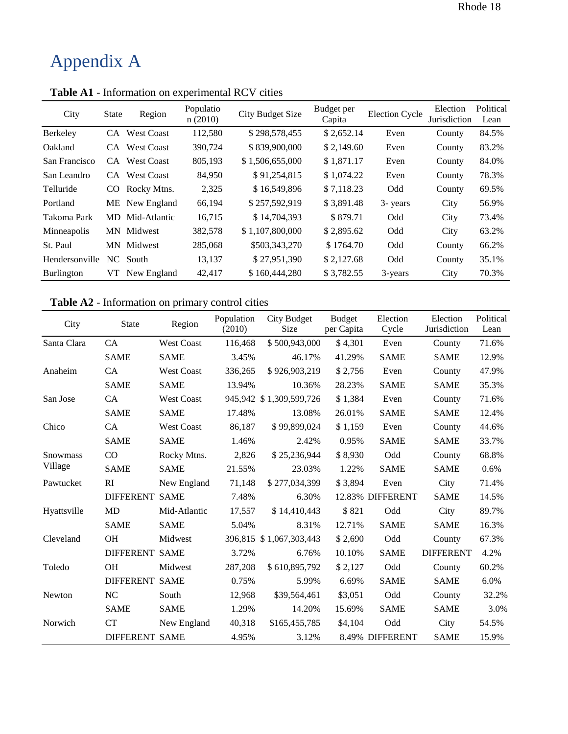# Appendix A

**Table A1** - Information on experimental RCV cities

| City | State | Region | Population (2010) | City Budget Size | Budget per Capita | Election Cycle | Election Jurisdiction | Political Lean |
|---|---|---|---|---|---|---|---|---|
| Berkeley | CA | West Coast | 112,580 | $ 298,578,455 | $ 2,652.14 | Even | County | 84.5% |
| Oakland | CA | West Coast | 390,724 | $ 839,900,000 | $ 2,149.60 | Even | County | 83.2% |
| San Francisco | CA | West Coast | 805,193 | $ 1,506,655,000 | $ 1,871.17 | Even | County | 84.0% |
| San Leandro | CA | West Coast | 84,950 | $ 91,254,815 | $ 1,074.22 | Even | County | 78.3% |
| Telluride | CO | Rocky Mtns. | 2,325 | $ 16,549,896 | $ 7,118.23 | Odd | County | 69.5% |
| Portland | ME | New England | 66,194 | $ 257,592,919 | $ 3,891.48 | 3- years | City | 56.9% |
| Takoma Park | MD | Mid-Atlantic | 16,715 | $ 14,704,393 | $ 879.71 | Odd | City | 73.4% |
| Minneapolis | MN | Midwest | 382,578 | $ 1,107,800,000 | $ 2,895.62 | Odd | City | 63.2% |
| St. Paul | MN | Midwest | 285,068 | $503,343,270 | $ 1764.70 | Odd | County | 66.2% |
| Hendersonville | NC | South | 13,137 | $ 27,951,390 | $ 2,127.68 | Odd | County | 35.1% |
| Burlington | VT | New England | 42,417 | $ 160,444,280 | $ 3,782.55 | 3-years | City | 70.3% |

**Table A2** - Information on primary control cities

| City | State | Region | Population (2010) | City Budget Size | Budget per Capita | Election Cycle | Election Jurisdiction | Political Lean |
|---|---|---|---|---|---|---|---|---|
| Santa Clara | CA | West Coast | 116,468 | $ 500,943,000 | $ 4,301 | Even | County | 71.6% |
| | SAME | SAME | 3.45% | 46.17% | 41.29% | SAME | SAME | 12.9% |
| Anaheim | CA | West Coast | 336,265 | $ 926,903,219 | $ 2,756 | Even | County | 47.9% |
| | SAME | SAME | 13.94% | 10.36% | 28.23% | SAME | SAME | 35.3% |
| San Jose | CA | West Coast | 945,942 | $ 1,309,599,726 | $ 1,384 | Even | County | 71.6% |
| | SAME | SAME | 17.48% | 13.08% | 26.01% | SAME | SAME | 12.4% |
| Chico | CA | West Coast | 86,187 | $ 99,899,024 | $ 1,159 | Even | County | 44.6% |
| | SAME | SAME | 1.46% | 2.42% | 0.95% | SAME | SAME | 33.7% |
| Snowmass Village | CO | Rocky Mtns. | 2,826 | $ 25,236,944 | $ 8,930 | Odd | County | 68.8% |
| | SAME | SAME | 21.55% | 23.03% | 1.22% | SAME | SAME | 0.6% |
| Pawtucket | RI | New England | 71,148 | $ 277,034,399 | $ 3,894 | Even | City | 71.4% |
| | DIFFERENT | SAME | 7.48% | 6.30% | 12.83% | DIFFERENT | SAME | 14.5% |
| Hyattsville | MD | Mid-Atlantic | 17,557 | $ 14,410,443 | $ 821 | Odd | City | 89.7% |
| | SAME | SAME | 5.04% | 8.31% | 12.71% | SAME | SAME | 16.3% |
| Cleveland | OH | Midwest | 396,815 | $ 1,067,303,443 | $ 2,690 | Odd | County | 67.3% |
| | DIFFERENT | SAME | 3.72% | 6.76% | 10.10% | SAME | DIFFERENT | 4.2% |
| Toledo | OH | Midwest | 287,208 | $ 610,895,792 | $ 2,127 | Odd | County | 60.2% |
| | DIFFERENT | SAME | 0.75% | 5.99% | 6.69% | SAME | SAME | 6.0% |
| Newton | NC | South | 12,968 | $39,564,461 | $3,051 | Odd | County | 32.2% |
| | SAME | SAME | 1.29% | 14.20% | 15.69% | SAME | SAME | 3.0% |
| Norwich | CT | New England | 40,318 | $165,455,785 | $4,104 | Odd | City | 54.5% |
| | DIFFERENT | SAME | 4.95% | 3.12% | 8.49% | DIFFERENT | SAME | 15.9% |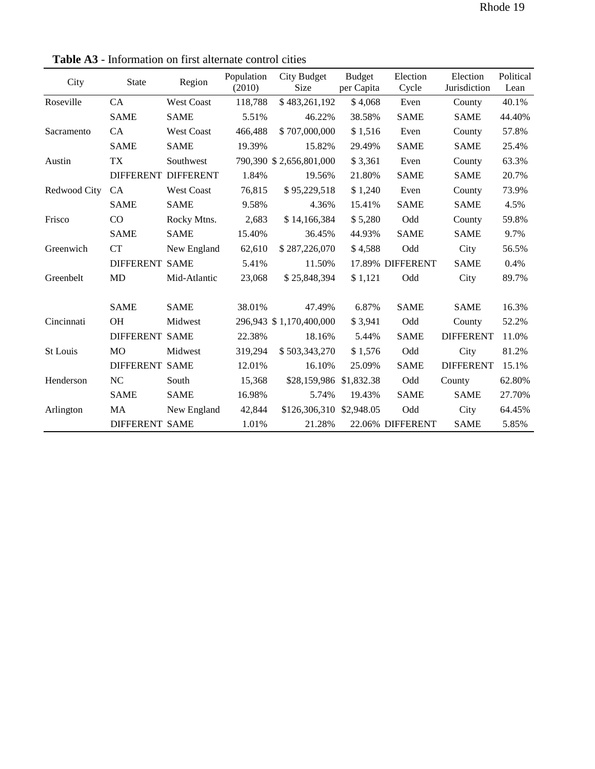**Table A3** - Information on first alternate control cities

| City | State | Region | Population (2010) | City Budget Size | Budget per Capita | Election Cycle | Election Jurisdiction | Political Lean |
|---|---|---|---|---|---|---|---|---|
| Roseville | CA | West Coast | 118,788 | $ 483,261,192 | $ 4,068 | Even | County | 40.1% |
| | SAME | SAME | 5.51% | 46.22% | 38.58% | SAME | SAME | 44.40% |
| Sacramento | CA | West Coast | 466,488 | $ 707,000,000 | $ 1,516 | Even | County | 57.8% |
| | SAME | SAME | 19.39% | 15.82% | 29.49% | SAME | SAME | 25.4% |
| Austin | TX | Southwest | 790,390 | $ 2,656,801,000 | $ 3,361 | Even | County | 63.3% |
| | DIFFERENT | DIFFERENT | 1.84% | 19.56% | 21.80% | SAME | SAME | 20.7% |
| Redwood City | CA | West Coast | 76,815 | $ 95,229,518 | $ 1,240 | Even | County | 73.9% |
| | SAME | SAME | 9.58% | 4.36% | 15.41% | SAME | SAME | 4.5% |
| Frisco | CO | Rocky Mtns. | 2,683 | $ 14,166,384 | $ 5,280 | Odd | County | 59.8% |
| | SAME | SAME | 15.40% | 36.45% | 44.93% | SAME | SAME | 9.7% |
| Greenwich | CT | New England | 62,610 | $ 287,226,070 | $ 4,588 | Odd | City | 56.5% |
| | DIFFERENT | SAME | 5.41% | 11.50% | 17.89% | DIFFERENT | SAME | 0.4% |
| Greenbelt | MD | Mid-Atlantic | 23,068 | $ 25,848,394 | $ 1,121 | Odd | City | 89.7% |
| | SAME | SAME | 38.01% | 47.49% | 6.87% | SAME | SAME | 16.3% |
| Cincinnati | OH | Midwest | 296,943 | $ 1,170,400,000 | $ 3,941 | Odd | County | 52.2% |
| | DIFFERENT | SAME | 22.38% | 18.16% | 5.44% | SAME | DIFFERENT | 11.0% |
| St Louis | MO | Midwest | 319,294 | $ 503,343,270 | $ 1,576 | Odd | City | 81.2% |
| | DIFFERENT | SAME | 12.01% | 16.10% | 25.09% | SAME | DIFFERENT | 15.1% |
| Henderson | NC | South | 15,368 | $28,159,986 | $1,832.38 | Odd | County | 62.80% |
| | SAME | SAME | 16.98% | 5.74% | 19.43% | SAME | SAME | 27.70% |
| Arlington | MA | New England | 42,844 | $126,306,310 | $2,948.05 | Odd | City | 64.45% |
| | DIFFERENT | SAME | 1.01% | 21.28% | 22.06% | DIFFERENT | SAME | 5.85% |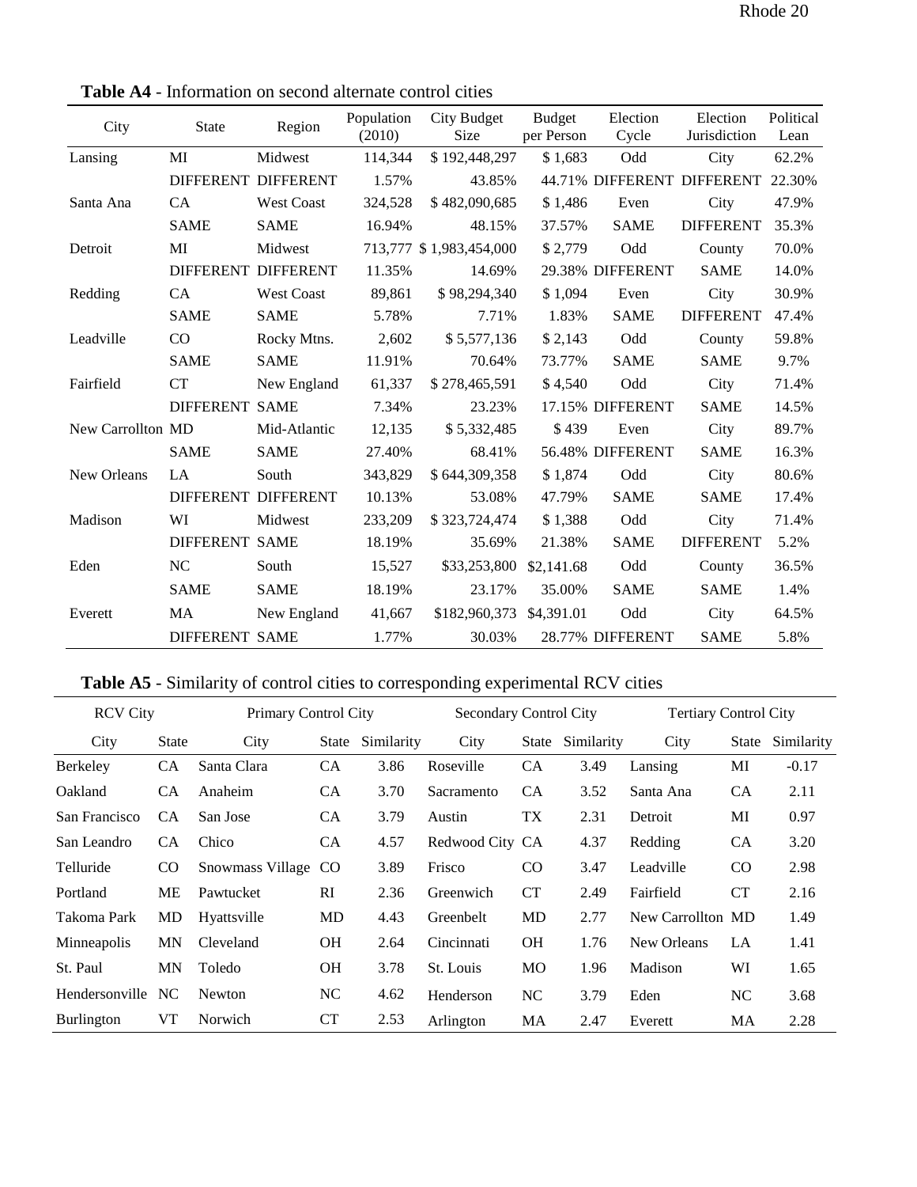**Table A4** - Information on second alternate control cities

| City | State | Region | Population (2010) | City Budget Size | Budget per Person | Election Cycle | Election Jurisdiction | Political Lean |
|---|---|---|---|---|---|---|---|---|
| Lansing | MI | Midwest | 114,344 | $ 192,448,297 | $ 1,683 | Odd | City | 62.2% |
| | DIFFERENT | DIFFERENT | 1.57% | 43.85% | 44.71% | DIFFERENT | DIFFERENT | 22.30% |
| Santa Ana | CA | West Coast | 324,528 | $ 482,090,685 | $ 1,486 | Even | City | 47.9% |
| | SAME | SAME | 16.94% | 48.15% | 37.57% | SAME | DIFFERENT | 35.3% |
| Detroit | MI | Midwest | 713,777 | $ 1,983,454,000 | $ 2,779 | Odd | County | 70.0% |
| | DIFFERENT | DIFFERENT | 11.35% | 14.69% | 29.38% | DIFFERENT | SAME | 14.0% |
| Redding | CA | West Coast | 89,861 | $ 98,294,340 | $ 1,094 | Even | City | 30.9% |
| | SAME | SAME | 5.78% | 7.71% | 1.83% | SAME | DIFFERENT | 47.4% |
| Leadville | CO | Rocky Mtns. | 2,602 | $ 5,577,136 | $ 2,143 | Odd | County | 59.8% |
| | SAME | SAME | 11.91% | 70.64% | 73.77% | SAME | SAME | 9.7% |
| Fairfield | CT | New England | 61,337 | $ 278,465,591 | $ 4,540 | Odd | City | 71.4% |
| | DIFFERENT | SAME | 7.34% | 23.23% | 17.15% | DIFFERENT | SAME | 14.5% |
| New Carrollton | MD | Mid-Atlantic | 12,135 | $ 5,332,485 | $ 439 | Even | City | 89.7% |
| | SAME | SAME | 27.40% | 68.41% | 56.48% | DIFFERENT | SAME | 16.3% |
| New Orleans | LA | South | 343,829 | $ 644,309,358 | $ 1,874 | Odd | City | 80.6% |
| | DIFFERENT | DIFFERENT | 10.13% | 53.08% | 47.79% | SAME | SAME | 17.4% |
| Madison | WI | Midwest | 233,209 | $ 323,724,474 | $ 1,388 | Odd | City | 71.4% |
| | DIFFERENT | SAME | 18.19% | 35.69% | 21.38% | SAME | DIFFERENT | 5.2% |
| Eden | NC | South | 15,527 | $33,253,800 | $2,141.68 | Odd | County | 36.5% |
| | SAME | SAME | 18.19% | 23.17% | 35.00% | SAME | SAME | 1.4% |
| Everett | MA | New England | 41,667 | $182,960,373 | $4,391.01 | Odd | City | 64.5% |
| | DIFFERENT | SAME | 1.77% | 30.03% | 28.77% | DIFFERENT | SAME | 5.8% |

**Table A5** - Similarity of control cities to corresponding experimental RCV cities

| RCV City | | Primary Control City | | | Secondary Control City | | | Tertiary Control City | | |
|---|---|---|---|---|---|---|---|---|---|---|
| City | State | City | State | Similarity | City | State | Similarity | City | State | Similarity |
| Berkeley | CA | Santa Clara | CA | 3.86 | Roseville | CA | 3.49 | Lansing | MI | -0.17 |
| Oakland | CA | Anaheim | CA | 3.70 | Sacramento | CA | 3.52 | Santa Ana | CA | 2.11 |
| San Francisco | CA | San Jose | CA | 3.79 | Austin | TX | 2.31 | Detroit | MI | 0.97 |
| San Leandro | CA | Chico | CA | 4.57 | Redwood City | CA | 4.37 | Redding | CA | 3.20 |
| Telluride | CO | Snowmass Village | CO | 3.89 | Frisco | CO | 3.47 | Leadville | CO | 2.98 |
| Portland | ME | Pawtucket | RI | 2.36 | Greenwich | CT | 2.49 | Fairfield | CT | 2.16 |
| Takoma Park | MD | Hyattsville | MD | 4.43 | Greenbelt | MD | 2.77 | New Carrollton | MD | 1.49 |
| Minneapolis | MN | Cleveland | OH | 2.64 | Cincinnati | OH | 1.76 | New Orleans | LA | 1.41 |
| St. Paul | MN | Toledo | OH | 3.78 | St. Louis | MO | 1.96 | Madison | WI | 1.65 |
| Hendersonville | NC | Newton | NC | 4.62 | Henderson | NC | 3.79 | Eden | NC | 3.68 |
| Burlington | VT | Norwich | CT | 2.53 | Arlington | MA | 2.47 | Everett | MA | 2.28 |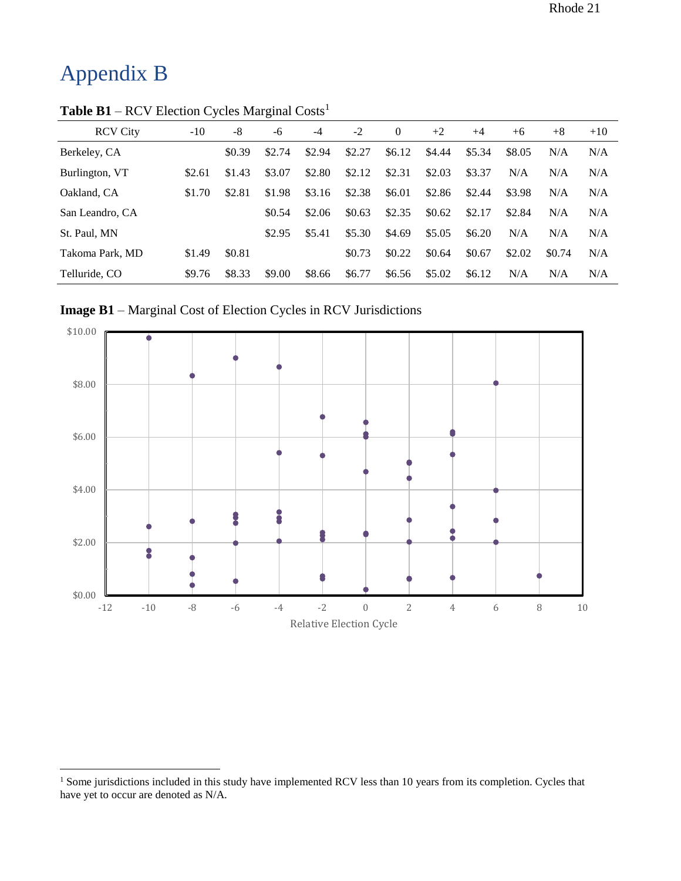# Appendix B

**Table B1** – RCV Election Cycles Marginal Costs[1]

| RCV City | -10 | -8 | -6 | -4 | -2 | 0 | +2 | +4 | +6 | +8 | +10 |
|---|---|---|---|---|---|---|---|---|---|---|---|
| Berkeley, CA | | $0.39 | $2.74 | $2.94 | $2.27 | $6.12 | $4.44 | $5.34 | $8.05 | N/A | N/A |
| Burlington, VT | $2.61 | $1.43 | $3.07 | $2.80 | $2.12 | $2.31 | $2.03 | $3.37 | N/A | N/A | N/A |
| Oakland, CA | $1.70 | $2.81 | $1.98 | $3.16 | $2.38 | $6.01 | $2.86 | $2.44 | $3.98 | N/A | N/A |
| San Leandro, CA | | | $0.54 | $2.06 | $0.63 | $2.35 | $0.62 | $2.17 | $2.84 | N/A | N/A |
| St. Paul, MN | | | $2.95 | $5.41 | $5.30 | $4.69 | $5.05 | $6.20 | N/A | N/A | N/A |
| Takoma Park, MD | $1.49 | $0.81 | | | $0.73 | $0.22 | $0.64 | $0.67 | $2.02 | $0.74 | N/A |
| Telluride, CO | $9.76 | $8.33 | $9.00 | $8.66 | $6.77 | $6.56 | $5.02 | $6.12 | N/A | N/A | N/A |

**Image B1** – Marginal Cost of Election Cycles in RCV Jurisdictions

[1] Some jurisdictions included in this study have implemented RCV less than 10 years from its completion. Cycles that have yet to occur are denoted as N/A.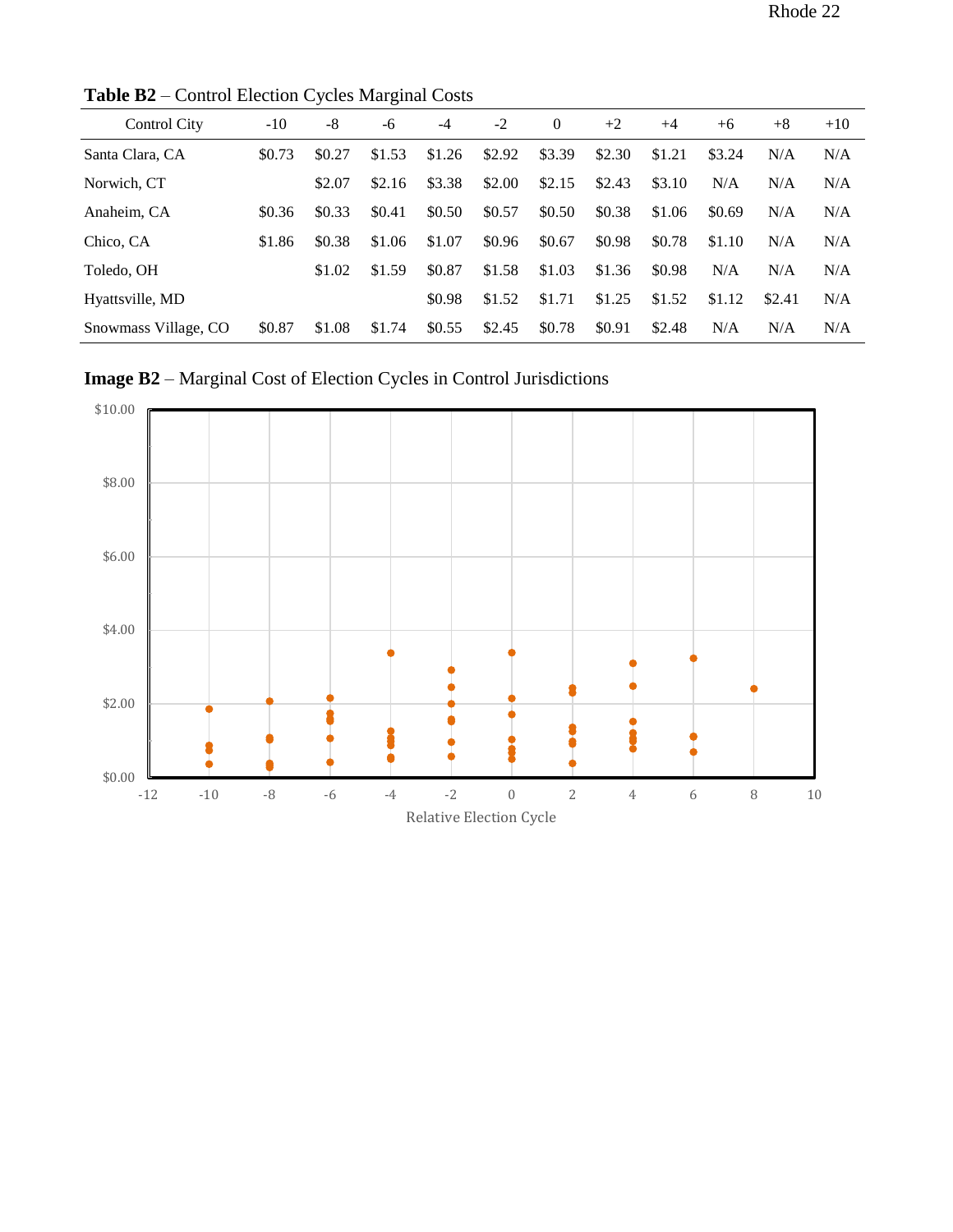**Table B2** – Control Election Cycles Marginal Costs

| Control City | -10 | -8 | -6 | -4 | -2 | 0 | +2 | +4 | +6 | +8 | +10 |
|---|---|---|---|---|---|---|---|---|---|---|---|
| Santa Clara, CA | $0.73 | $0.27 | $1.53 | $1.26 | $2.92 | $3.39 | $2.30 | $1.21 | $3.24 | N/A | N/A |
| Norwich, CT | | $2.07 | $2.16 | $3.38 | $2.00 | $2.15 | $2.43 | $3.10 | N/A | N/A | N/A |
| Anaheim, CA | $0.36 | $0.33 | $0.41 | $0.50 | $0.57 | $0.50 | $0.38 | $1.06 | $0.69 | N/A | N/A |
| Chico, CA | $1.86 | $0.38 | $1.06 | $1.07 | $0.96 | $0.67 | $0.98 | $0.78 | $1.10 | N/A | N/A |
| Toledo, OH | | $1.02 | $1.59 | $0.87 | $1.58 | $1.03 | $1.36 | $0.98 | N/A | N/A | N/A |
| Hyattsville, MD | | | | $0.98 | $1.52 | $1.71 | $1.25 | $1.52 | $1.12 | $2.41 | N/A |
| Snowmass Village, CO | $0.87 | $1.08 | $1.74 | $0.55 | $2.45 | $0.78 | $0.91 | $2.48 | N/A | N/A | N/A |

**Image B2** – Marginal Cost of Election Cycles in Control Jurisdictions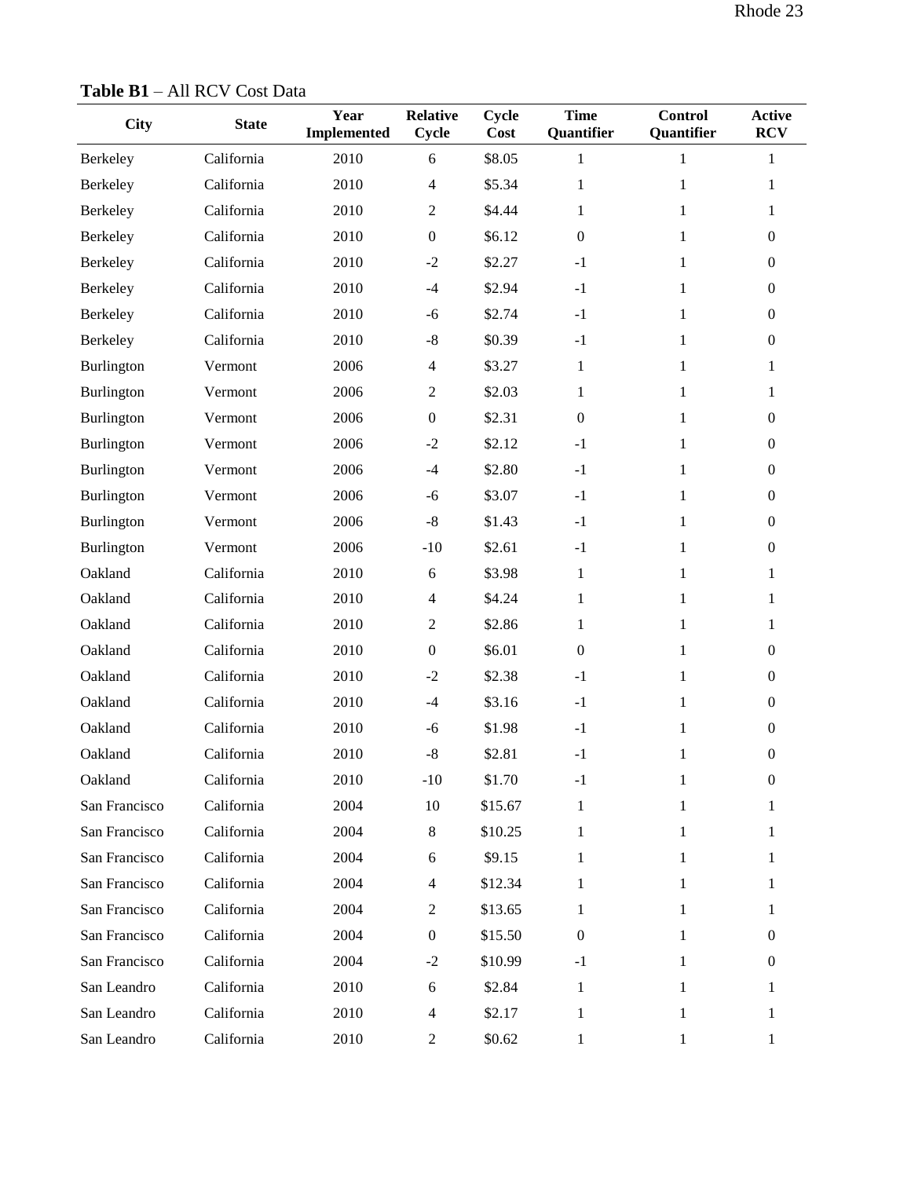**Table B1** – All RCV Cost Data

| City | State | Year Implemented | Relative Cycle | Cycle Cost | Time Quantifier | Control Quantifier | Active RCV |
|---|---|---|---|---|---|---|---|
| Berkeley | California | 2010 | 6 | $8.05 | 1 | 1 | 1 |
| Berkeley | California | 2010 | 4 | $5.34 | 1 | 1 | 1 |
| Berkeley | California | 2010 | 2 | $4.44 | 1 | 1 | 1 |
| Berkeley | California | 2010 | 0 | $6.12 | 0 | 1 | 0 |
| Berkeley | California | 2010 | -2 | $2.27 | -1 | 1 | 0 |
| Berkeley | California | 2010 | -4 | $2.94 | -1 | 1 | 0 |
| Berkeley | California | 2010 | -6 | $2.74 | -1 | 1 | 0 |
| Berkeley | California | 2010 | -8 | $0.39 | -1 | 1 | 0 |
| Burlington | Vermont | 2006 | 4 | $3.27 | 1 | 1 | 1 |
| Burlington | Vermont | 2006 | 2 | $2.03 | 1 | 1 | 1 |
| Burlington | Vermont | 2006 | 0 | $2.31 | 0 | 1 | 0 |
| Burlington | Vermont | 2006 | -2 | $2.12 | -1 | 1 | 0 |
| Burlington | Vermont | 2006 | -4 | $2.80 | -1 | 1 | 0 |
| Burlington | Vermont | 2006 | -6 | $3.07 | -1 | 1 | 0 |
| Burlington | Vermont | 2006 | -8 | $1.43 | -1 | 1 | 0 |
| Burlington | Vermont | 2006 | -10 | $2.61 | -1 | 1 | 0 |
| Oakland | California | 2010 | 6 | $3.98 | 1 | 1 | 1 |
| Oakland | California | 2010 | 4 | $4.24 | 1 | 1 | 1 |
| Oakland | California | 2010 | 2 | $2.86 | 1 | 1 | 1 |
| Oakland | California | 2010 | 0 | $6.01 | 0 | 1 | 0 |
| Oakland | California | 2010 | -2 | $2.38 | -1 | 1 | 0 |
| Oakland | California | 2010 | -4 | $3.16 | -1 | 1 | 0 |
| Oakland | California | 2010 | -6 | $1.98 | -1 | 1 | 0 |
| Oakland | California | 2010 | -8 | $2.81 | -1 | 1 | 0 |
| Oakland | California | 2010 | -10 | $1.70 | -1 | 1 | 0 |
| San Francisco | California | 2004 | 10 | $15.67 | 1 | 1 | 1 |
| San Francisco | California | 2004 | 8 | $10.25 | 1 | 1 | 1 |
| San Francisco | California | 2004 | 6 | $9.15 | 1 | 1 | 1 |
| San Francisco | California | 2004 | 4 | $12.34 | 1 | 1 | 1 |
| San Francisco | California | 2004 | 2 | $13.65 | 1 | 1 | 1 |
| San Francisco | California | 2004 | 0 | $15.50 | 0 | 1 | 0 |
| San Francisco | California | 2004 | -2 | $10.99 | -1 | 1 | 0 |
| San Leandro | California | 2010 | 6 | $2.84 | 1 | 1 | 1 |
| San Leandro | California | 2010 | 4 | $2.17 | 1 | 1 | 1 |
| San Leandro | California | 2010 | 2 | $0.62 | 1 | 1 | 1 |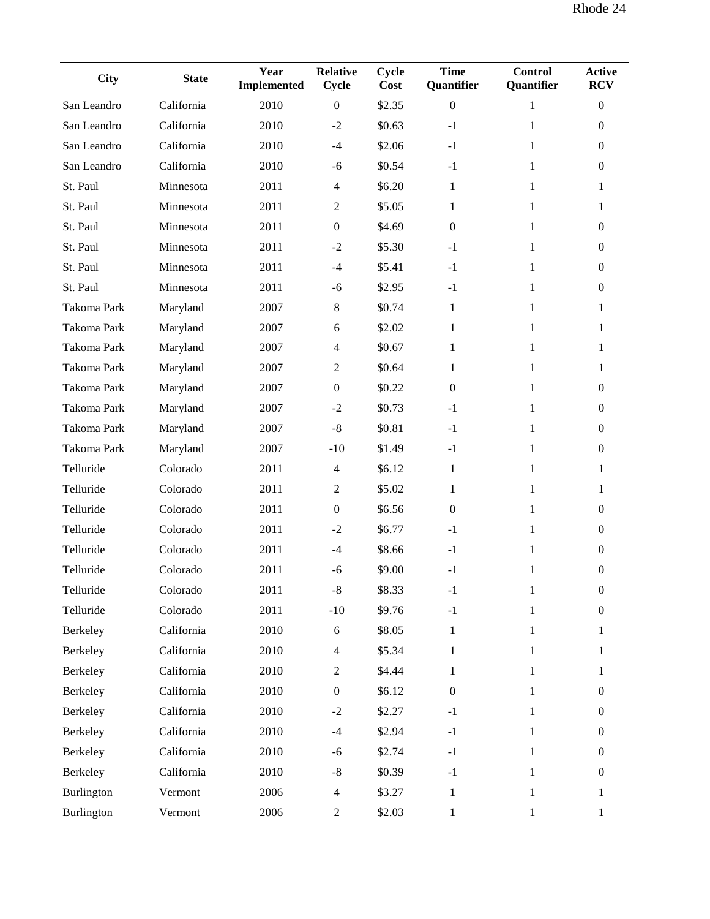| City | State | Year Implemented | Relative Cycle | Cycle Cost | Time Quantifier | Control Quantifier | Active RCV |
|---|---|---|---|---|---|---|---|
| San Leandro | California | 2010 | 0 | $2.35 | 0 | 1 | 0 |
| San Leandro | California | 2010 | -2 | $0.63 | -1 | 1 | 0 |
| San Leandro | California | 2010 | -4 | $2.06 | -1 | 1 | 0 |
| San Leandro | California | 2010 | -6 | $0.54 | -1 | 1 | 0 |
| St. Paul | Minnesota | 2011 | 4 | $6.20 | 1 | 1 | 1 |
| St. Paul | Minnesota | 2011 | 2 | $5.05 | 1 | 1 | 1 |
| St. Paul | Minnesota | 2011 | 0 | $4.69 | 0 | 1 | 0 |
| St. Paul | Minnesota | 2011 | -2 | $5.30 | -1 | 1 | 0 |
| St. Paul | Minnesota | 2011 | -4 | $5.41 | -1 | 1 | 0 |
| St. Paul | Minnesota | 2011 | -6 | $2.95 | -1 | 1 | 0 |
| Takoma Park | Maryland | 2007 | 8 | $0.74 | 1 | 1 | 1 |
| Takoma Park | Maryland | 2007 | 6 | $2.02 | 1 | 1 | 1 |
| Takoma Park | Maryland | 2007 | 4 | $0.67 | 1 | 1 | 1 |
| Takoma Park | Maryland | 2007 | 2 | $0.64 | 1 | 1 | 1 |
| Takoma Park | Maryland | 2007 | 0 | $0.22 | 0 | 1 | 0 |
| Takoma Park | Maryland | 2007 | -2 | $0.73 | -1 | 1 | 0 |
| Takoma Park | Maryland | 2007 | -8 | $0.81 | -1 | 1 | 0 |
| Takoma Park | Maryland | 2007 | -10 | $1.49 | -1 | 1 | 0 |
| Telluride | Colorado | 2011 | 4 | $6.12 | 1 | 1 | 1 |
| Telluride | Colorado | 2011 | 2 | $5.02 | 1 | 1 | 1 |
| Telluride | Colorado | 2011 | 0 | $6.56 | 0 | 1 | 0 |
| Telluride | Colorado | 2011 | -2 | $6.77 | -1 | 1 | 0 |
| Telluride | Colorado | 2011 | -4 | $8.66 | -1 | 1 | 0 |
| Telluride | Colorado | 2011 | -6 | $9.00 | -1 | 1 | 0 |
| Telluride | Colorado | 2011 | -8 | $8.33 | -1 | 1 | 0 |
| Telluride | Colorado | 2011 | -10 | $9.76 | -1 | 1 | 0 |
| Berkeley | California | 2010 | 6 | $8.05 | 1 | 1 | 1 |
| Berkeley | California | 2010 | 4 | $5.34 | 1 | 1 | 1 |
| Berkeley | California | 2010 | 2 | $4.44 | 1 | 1 | 1 |
| Berkeley | California | 2010 | 0 | $6.12 | 0 | 1 | 0 |
| Berkeley | California | 2010 | -2 | $2.27 | -1 | 1 | 0 |
| Berkeley | California | 2010 | -4 | $2.94 | -1 | 1 | 0 |
| Berkeley | California | 2010 | -6 | $2.74 | -1 | 1 | 0 |
| Berkeley | California | 2010 | -8 | $0.39 | -1 | 1 | 0 |
| Burlington | Vermont | 2006 | 4 | $3.27 | 1 | 1 | 1 |
| Burlington | Vermont | 2006 | 2 | $2.03 | 1 | 1 | 1 |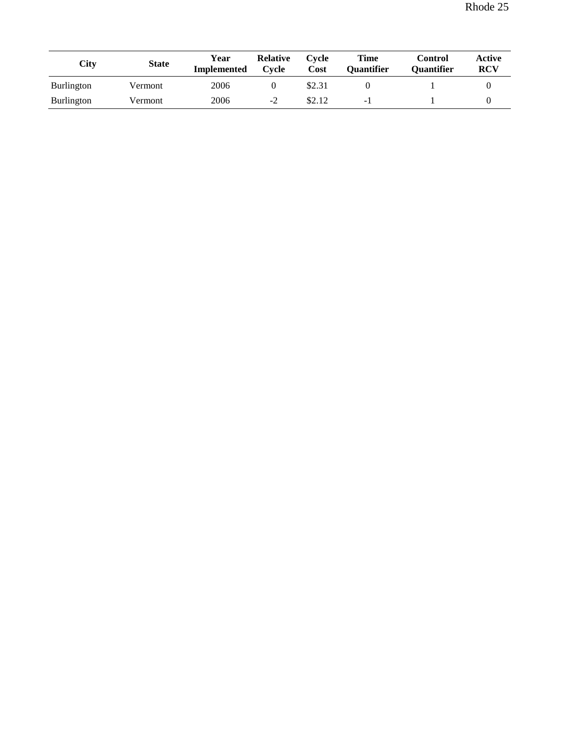| City | State | Year Implemented | Relative Cycle | Cycle Cost | Time Quantifier | Control Quantifier | Active RCV |
|---|---|---|---|---|---|---|---|
| Burlington | Vermont | 2006 | 0 | $2.31 | 0 | 1 | 0 |
| Burlington | Vermont | 2006 | -2 | $2.12 | -1 | 1 | 0 |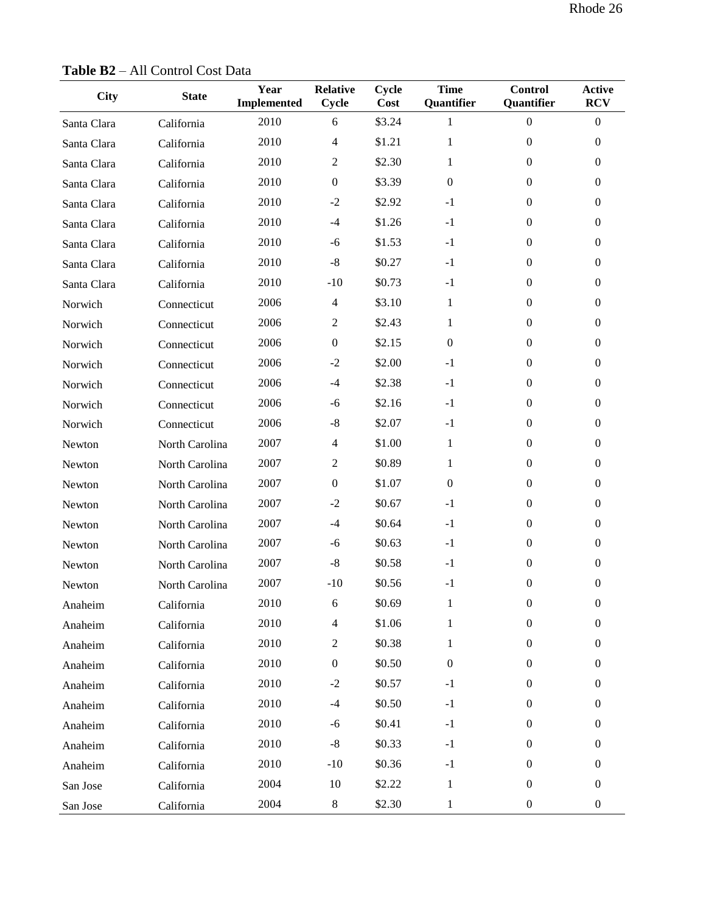**Table B2** – All Control Cost Data

| City | State | Year Implemented | Relative Cycle | Cycle Cost | Time Quantifier | Control Quantifier | Active RCV |
|---|---|---|---|---|---|---|---|
| Santa Clara | California | 2010 | 6 | $3.24 | 1 | 0 | 0 |
| Santa Clara | California | 2010 | 4 | $1.21 | 1 | 0 | 0 |
| Santa Clara | California | 2010 | 2 | $2.30 | 1 | 0 | 0 |
| Santa Clara | California | 2010 | 0 | $3.39 | 0 | 0 | 0 |
| Santa Clara | California | 2010 | -2 | $2.92 | -1 | 0 | 0 |
| Santa Clara | California | 2010 | -4 | $1.26 | -1 | 0 | 0 |
| Santa Clara | California | 2010 | -6 | $1.53 | -1 | 0 | 0 |
| Santa Clara | California | 2010 | -8 | $0.27 | -1 | 0 | 0 |
| Santa Clara | California | 2010 | -10 | $0.73 | -1 | 0 | 0 |
| Norwich | Connecticut | 2006 | 4 | $3.10 | 1 | 0 | 0 |
| Norwich | Connecticut | 2006 | 2 | $2.43 | 1 | 0 | 0 |
| Norwich | Connecticut | 2006 | 0 | $2.15 | 0 | 0 | 0 |
| Norwich | Connecticut | 2006 | -2 | $2.00 | -1 | 0 | 0 |
| Norwich | Connecticut | 2006 | -4 | $2.38 | -1 | 0 | 0 |
| Norwich | Connecticut | 2006 | -6 | $2.16 | -1 | 0 | 0 |
| Norwich | Connecticut | 2006 | -8 | $2.07 | -1 | 0 | 0 |
| Newton | North Carolina | 2007 | 4 | $1.00 | 1 | 0 | 0 |
| Newton | North Carolina | 2007 | 2 | $0.89 | 1 | 0 | 0 |
| Newton | North Carolina | 2007 | 0 | $1.07 | 0 | 0 | 0 |
| Newton | North Carolina | 2007 | -2 | $0.67 | -1 | 0 | 0 |
| Newton | North Carolina | 2007 | -4 | $0.64 | -1 | 0 | 0 |
| Newton | North Carolina | 2007 | -6 | $0.63 | -1 | 0 | 0 |
| Newton | North Carolina | 2007 | -8 | $0.58 | -1 | 0 | 0 |
| Newton | North Carolina | 2007 | -10 | $0.56 | -1 | 0 | 0 |
| Anaheim | California | 2010 | 6 | $0.69 | 1 | 0 | 0 |
| Anaheim | California | 2010 | 4 | $1.06 | 1 | 0 | 0 |
| Anaheim | California | 2010 | 2 | $0.38 | 1 | 0 | 0 |
| Anaheim | California | 2010 | 0 | $0.50 | 0 | 0 | 0 |
| Anaheim | California | 2010 | -2 | $0.57 | -1 | 0 | 0 |
| Anaheim | California | 2010 | -4 | $0.50 | -1 | 0 | 0 |
| Anaheim | California | 2010 | -6 | $0.41 | -1 | 0 | 0 |
| Anaheim | California | 2010 | -8 | $0.33 | -1 | 0 | 0 |
| Anaheim | California | 2010 | -10 | $0.36 | -1 | 0 | 0 |
| San Jose | California | 2004 | 10 | $2.22 | 1 | 0 | 0 |
| San Jose | California | 2004 | 8 | $2.30 | 1 | 0 | 0 |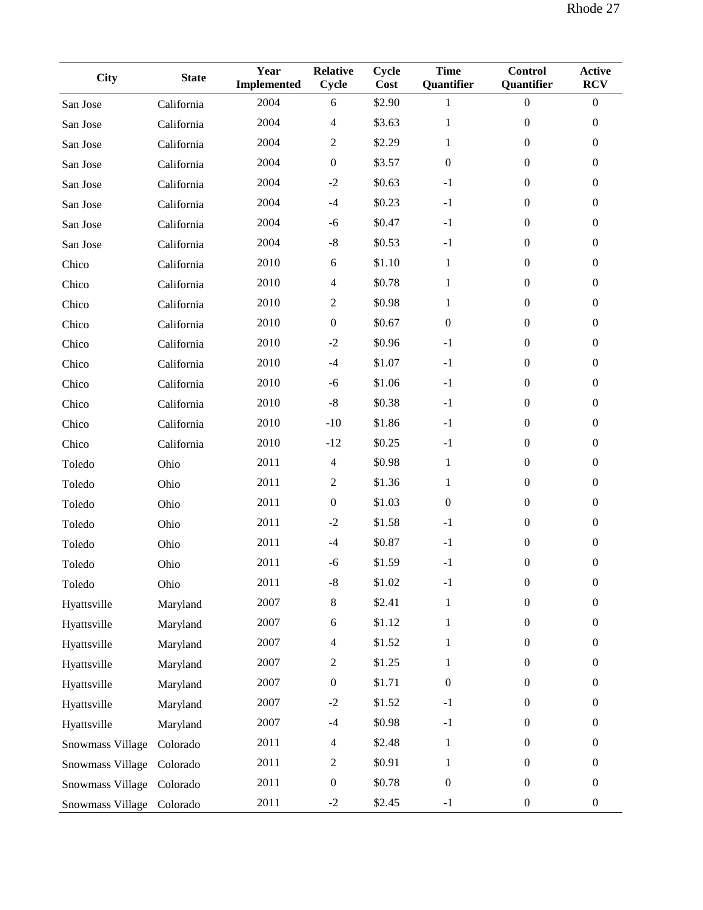| City | State | Year Implemented | Relative Cycle | Cycle Cost | Time Quantifier | Control Quantifier | Active RCV |
|---|---|---|---|---|---|---|---|
| San Jose | California | 2004 | 6 | $2.90 | 1 | 0 | 0 |
| San Jose | California | 2004 | 4 | $3.63 | 1 | 0 | 0 |
| San Jose | California | 2004 | 2 | $2.29 | 1 | 0 | 0 |
| San Jose | California | 2004 | 0 | $3.57 | 0 | 0 | 0 |
| San Jose | California | 2004 | -2 | $0.63 | -1 | 0 | 0 |
| San Jose | California | 2004 | -4 | $0.23 | -1 | 0 | 0 |
| San Jose | California | 2004 | -6 | $0.47 | -1 | 0 | 0 |
| San Jose | California | 2004 | -8 | $0.53 | -1 | 0 | 0 |
| Chico | California | 2010 | 6 | $1.10 | 1 | 0 | 0 |
| Chico | California | 2010 | 4 | $0.78 | 1 | 0 | 0 |
| Chico | California | 2010 | 2 | $0.98 | 1 | 0 | 0 |
| Chico | California | 2010 | 0 | $0.67 | 0 | 0 | 0 |
| Chico | California | 2010 | -2 | $0.96 | -1 | 0 | 0 |
| Chico | California | 2010 | -4 | $1.07 | -1 | 0 | 0 |
| Chico | California | 2010 | -6 | $1.06 | -1 | 0 | 0 |
| Chico | California | 2010 | -8 | $0.38 | -1 | 0 | 0 |
| Chico | California | 2010 | -10 | $1.86 | -1 | 0 | 0 |
| Chico | California | 2010 | -12 | $0.25 | -1 | 0 | 0 |
| Toledo | Ohio | 2011 | 4 | $0.98 | 1 | 0 | 0 |
| Toledo | Ohio | 2011 | 2 | $1.36 | 1 | 0 | 0 |
| Toledo | Ohio | 2011 | 0 | $1.03 | 0 | 0 | 0 |
| Toledo | Ohio | 2011 | -2 | $1.58 | -1 | 0 | 0 |
| Toledo | Ohio | 2011 | -4 | $0.87 | -1 | 0 | 0 |
| Toledo | Ohio | 2011 | -6 | $1.59 | -1 | 0 | 0 |
| Toledo | Ohio | 2011 | -8 | $1.02 | -1 | 0 | 0 |
| Hyattsville | Maryland | 2007 | 8 | $2.41 | 1 | 0 | 0 |
| Hyattsville | Maryland | 2007 | 6 | $1.12 | 1 | 0 | 0 |
| Hyattsville | Maryland | 2007 | 4 | $1.52 | 1 | 0 | 0 |
| Hyattsville | Maryland | 2007 | 2 | $1.25 | 1 | 0 | 0 |
| Hyattsville | Maryland | 2007 | 0 | $1.71 | 0 | 0 | 0 |
| Hyattsville | Maryland | 2007 | -2 | $1.52 | -1 | 0 | 0 |
| Hyattsville | Maryland | 2007 | -4 | $0.98 | -1 | 0 | 0 |
| Snowmass Village | Colorado | 2011 | 4 | $2.48 | 1 | 0 | 0 |
| Snowmass Village | Colorado | 2011 | 2 | $0.91 | 1 | 0 | 0 |
| Snowmass Village | Colorado | 2011 | 0 | $0.78 | 0 | 0 | 0 |
| Snowmass Village | Colorado | 2011 | -2 | $2.45 | -1 | 0 | 0 |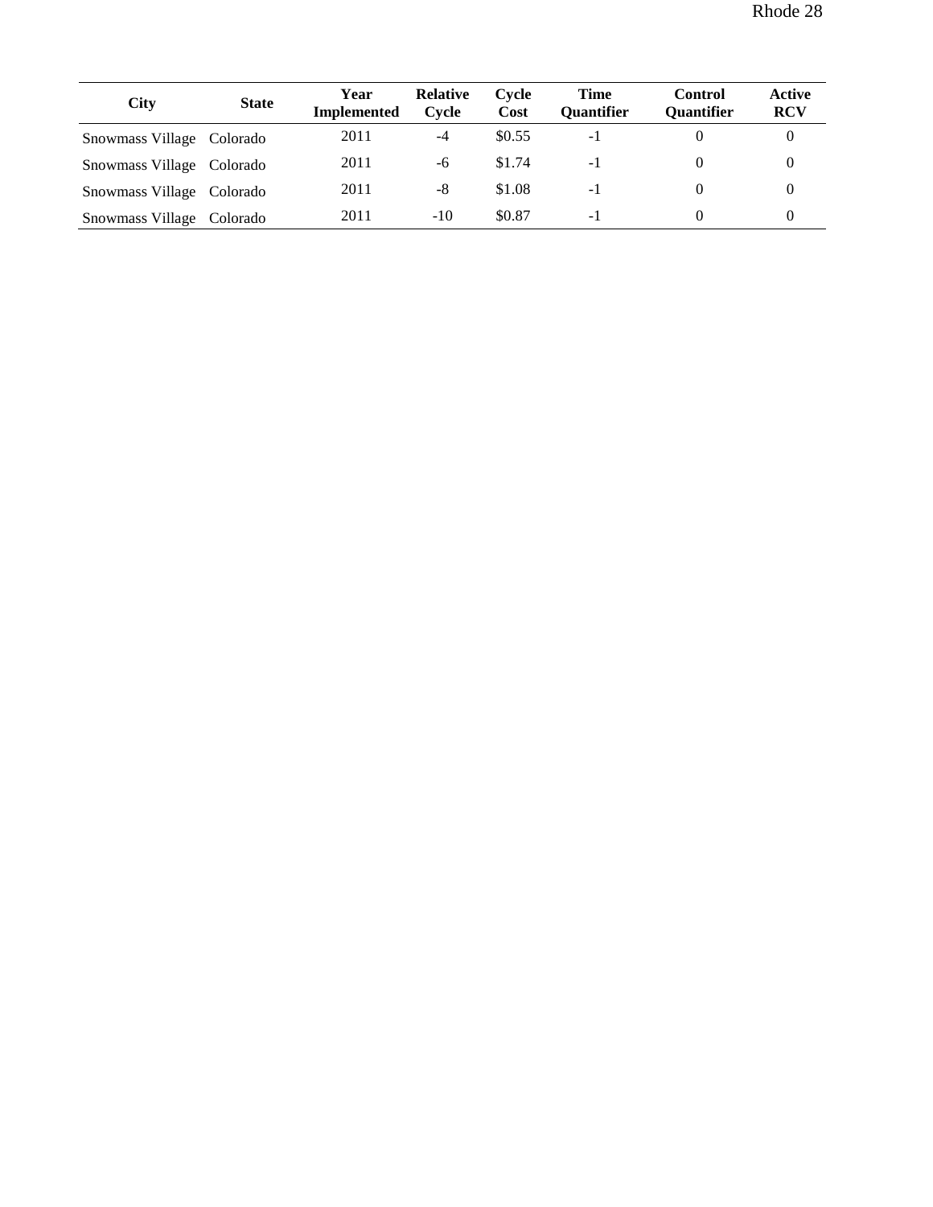| City | State | Year Implemented | Relative Cycle | Cycle Cost | Time Quantifier | Control Quantifier | Active RCV |
|---|---|---|---|---|---|---|---|
| Snowmass Village | Colorado | 2011 | -4 | $0.55 | -1 | 0 | 0 |
| Snowmass Village | Colorado | 2011 | -6 | $1.74 | -1 | 0 | 0 |
| Snowmass Village | Colorado | 2011 | -8 | $1.08 | -1 | 0 | 0 |
| Snowmass Village | Colorado | 2011 | -10 | $0.87 | -1 | 0 | 0 |